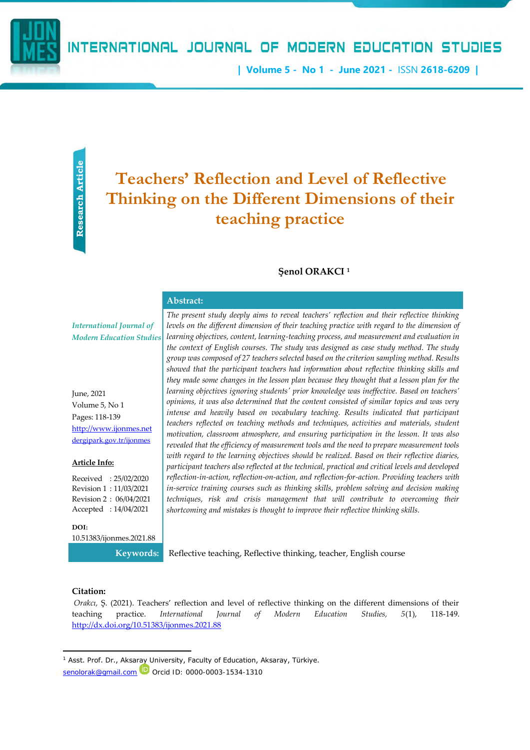Research Article

# Teachers' Reflection and Level of Reflective Thinking on the Different Dimensions of their teaching practice

**Şenol ORAKCI** [1]

*International Journal of Modern Education Studies*

June, 2021
Volume 5, No 1
Pages: 118-139
http://www.ijonmes.net
dergipark.gov.tr/ijonmes

**Article Info:**

Received : 25/02/2020
Revision 1 : 11/03/2021
Revision 2 : 06/04/2021
Accepted : 14/04/2021

**DOI:**
10.51383/ijonmes.2021.88

**Abstract:**

*The present study deeply aims to reveal teachers' reflection and their reflective thinking levels on the different dimension of their teaching practice with regard to the dimension of learning objectives, content, learning-teaching process, and measurement and evaluation in the context of English courses. The study was designed as case study method. The study group was composed of 27 teachers selected based on the criterion sampling method. Results showed that the participant teachers had information about reflective thinking skills and they made some changes in the lesson plan because they thought that a lesson plan for the learning objectives ignoring students' prior knowledge was ineffective. Based on teachers' opinions, it was also determined that the content consisted of similar topics and was very intense and heavily based on vocabulary teaching. Results indicated that participant teachers reflected on teaching methods and techniques, activities and materials, student motivation, classroom atmosphere, and ensuring participation in the lesson. It was also revealed that the efficiency of measurement tools and the need to prepare measurement tools with regard to the learning objectives should be realized. Based on their reflective diaries, participant teachers also reflected at the technical, practical and critical levels and developed reflection-in-action, reflection-on-action, and reflection-for-action. Providing teachers with in-service training courses such as thinking skills, problem solving and decision making techniques, risk and crisis management that will contribute to overcoming their shortcoming and mistakes is thought to improve their reflective thinking skills.*

**Keywords:** Reflective teaching, Reflective thinking, teacher, English course

**Citation:**

Orakcı, Ş. (2021). Teachers' reflection and level of reflective thinking on the different dimensions of their teaching practice. *International Journal of Modern Education Studies, 5*(1), 118-149. http://dx.doi.org/10.51383/ijonmes.2021.88

---

[1] Asst. Prof. Dr., Aksaray University, Faculty of Education, Aksaray, Türkiye.
senolorak@gmail.com Orcid ID: 0000-0003-1534-1310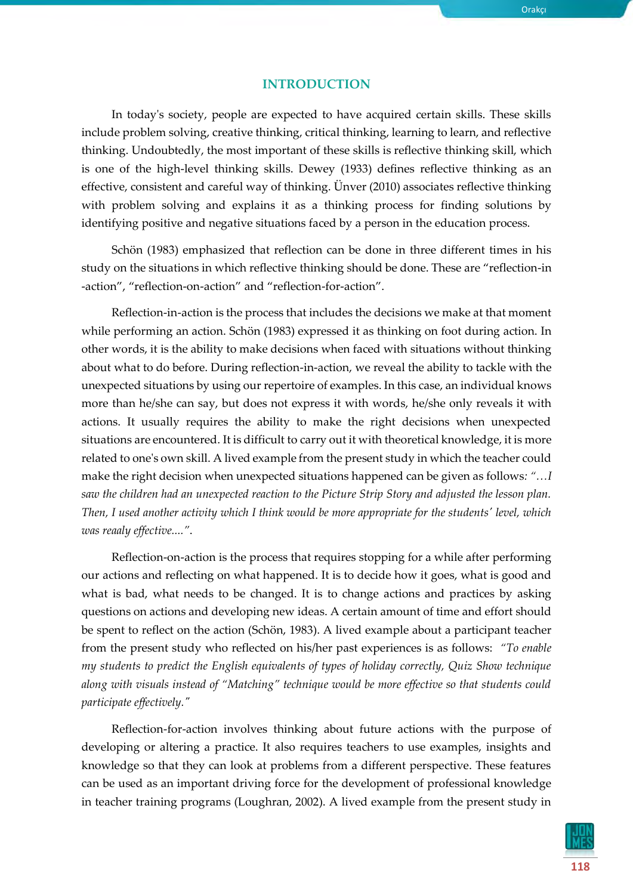## INTRODUCTION

In today's society, people are expected to have acquired certain skills. These skills include problem solving, creative thinking, critical thinking, learning to learn, and reflective thinking. Undoubtedly, the most important of these skills is reflective thinking skill, which is one of the high-level thinking skills. Dewey (1933) defines reflective thinking as an effective, consistent and careful way of thinking. Ünver (2010) associates reflective thinking with problem solving and explains it as a thinking process for finding solutions by identifying positive and negative situations faced by a person in the education process.

Schön (1983) emphasized that reflection can be done in three different times in his study on the situations in which reflective thinking should be done. These are "reflection-in -action", "reflection-on-action" and "reflection-for-action".

Reflection-in-action is the process that includes the decisions we make at that moment while performing an action. Schön (1983) expressed it as thinking on foot during action. In other words, it is the ability to make decisions when faced with situations without thinking about what to do before. During reflection-in-action, we reveal the ability to tackle with the unexpected situations by using our repertoire of examples. In this case, an individual knows more than he/she can say, but does not express it with words, he/she only reveals it with actions. It usually requires the ability to make the right decisions when unexpected situations are encountered. It is difficult to carry out it with theoretical knowledge, it is more related to one's own skill. A lived example from the present study in which the teacher could make the right decision when unexpected situations happened can be given as follows: *"…I saw the children had an unexpected reaction to the Picture Strip Story and adjusted the lesson plan. Then, I used another activity which I think would be more appropriate for the students' level, which was reealy effective....".*

Reflection-on-action is the process that requires stopping for a while after performing our actions and reflecting on what happened. It is to decide how it goes, what is good and what is bad, what needs to be changed. It is to change actions and practices by asking questions on actions and developing new ideas. A certain amount of time and effort should be spent to reflect on the action (Schön, 1983). A lived example about a participant teacher from the present study who reflected on his/her past experiences is as follows: *"To enable my students to predict the English equivalents of types of holiday correctly, Quiz Show technique along with visuals instead of "Matching" technique would be more effective so that students could participate effectively."*

Reflection-for-action involves thinking about future actions with the purpose of developing or altering a practice. It also requires teachers to use examples, insights and knowledge so that they can look at problems from a different perspective. These features can be used as an important driving force for the development of professional knowledge in teacher training programs (Loughran, 2002). A lived example from the present study in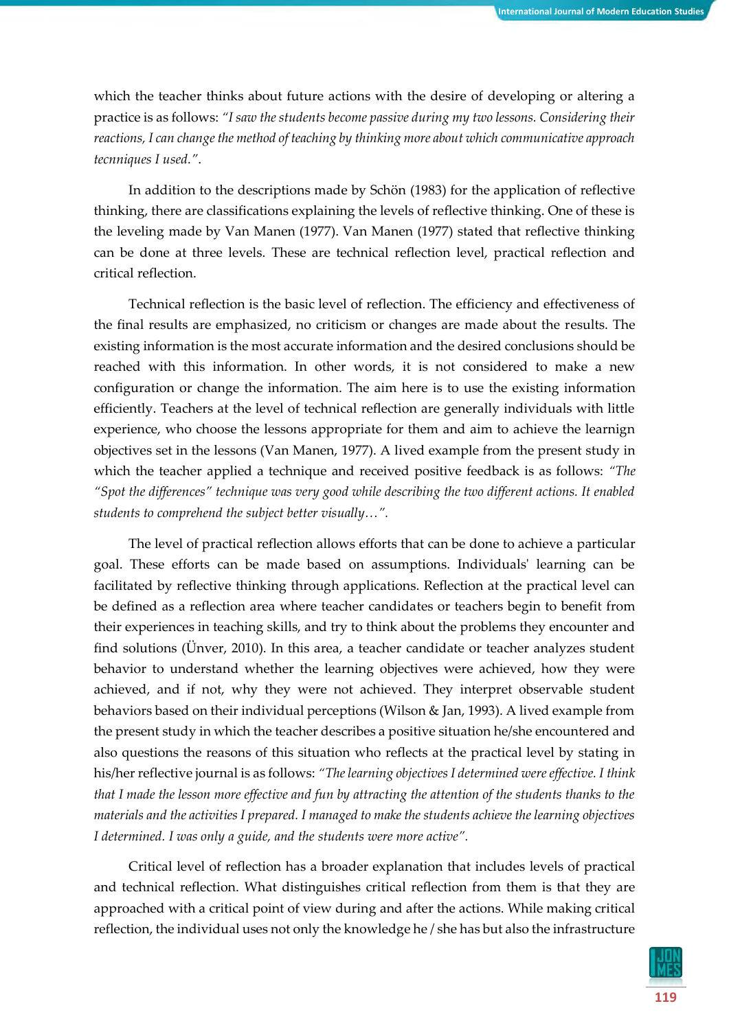which the teacher thinks about future actions with the desire of developing or altering a practice is as follows: *"I saw the students become passive during my two lessons. Considering their reactions, I can change the method of teaching by thinking more about which communicative approach tecnniques I used."*.

In addition to the descriptions made by Schön (1983) for the application of reflective thinking, there are classifications explaining the levels of reflective thinking. One of these is the leveling made by Van Manen (1977). Van Manen (1977) stated that reflective thinking can be done at three levels. These are technical reflection level, practical reflection and critical reflection.

Technical reflection is the basic level of reflection. The efficiency and effectiveness of the final results are emphasized, no criticism or changes are made about the results. The existing information is the most accurate information and the desired conclusions should be reached with this information. In other words, it is not considered to make a new configuration or change the information. The aim here is to use the existing information efficiently. Teachers at the level of technical reflection are generally individuals with little experience, who choose the lessons appropriate for them and aim to achieve the learnign objectives set in the lessons (Van Manen, 1977). A lived example from the present study in which the teacher applied a technique and received positive feedback is as follows: *"The "Spot the differences" technique was very good while describing the two different actions. It enabled students to comprehend the subject better visually…"*.

The level of practical reflection allows efforts that can be done to achieve a particular goal. These efforts can be made based on assumptions. Individuals' learning can be facilitated by reflective thinking through applications. Reflection at the practical level can be defined as a reflection area where teacher candidates or teachers begin to benefit from their experiences in teaching skills, and try to think about the problems they encounter and find solutions (Ünver, 2010). In this area, a teacher candidate or teacher analyzes student behavior to understand whether the learning objectives were achieved, how they were achieved, and if not, why they were not achieved. They interpret observable student behaviors based on their individual perceptions (Wilson & Jan, 1993). A lived example from the present study in which the teacher describes a positive situation he/she encountered and also questions the reasons of this situation who reflects at the practical level by stating in his/her reflective journal is as follows: *"The learning objectives I determined were effective. I think that I made the lesson more effective and fun by attracting the attention of the students thanks to the materials and the activities I prepared. I managed to make the students achieve the learning objectives I determined. I was only a guide, and the students were more active"*.

Critical level of reflection has a broader explanation that includes levels of practical and technical reflection. What distinguishes critical reflection from them is that they are approached with a critical point of view during and after the actions. While making critical reflection, the individual uses not only the knowledge he / she has but also the infrastructure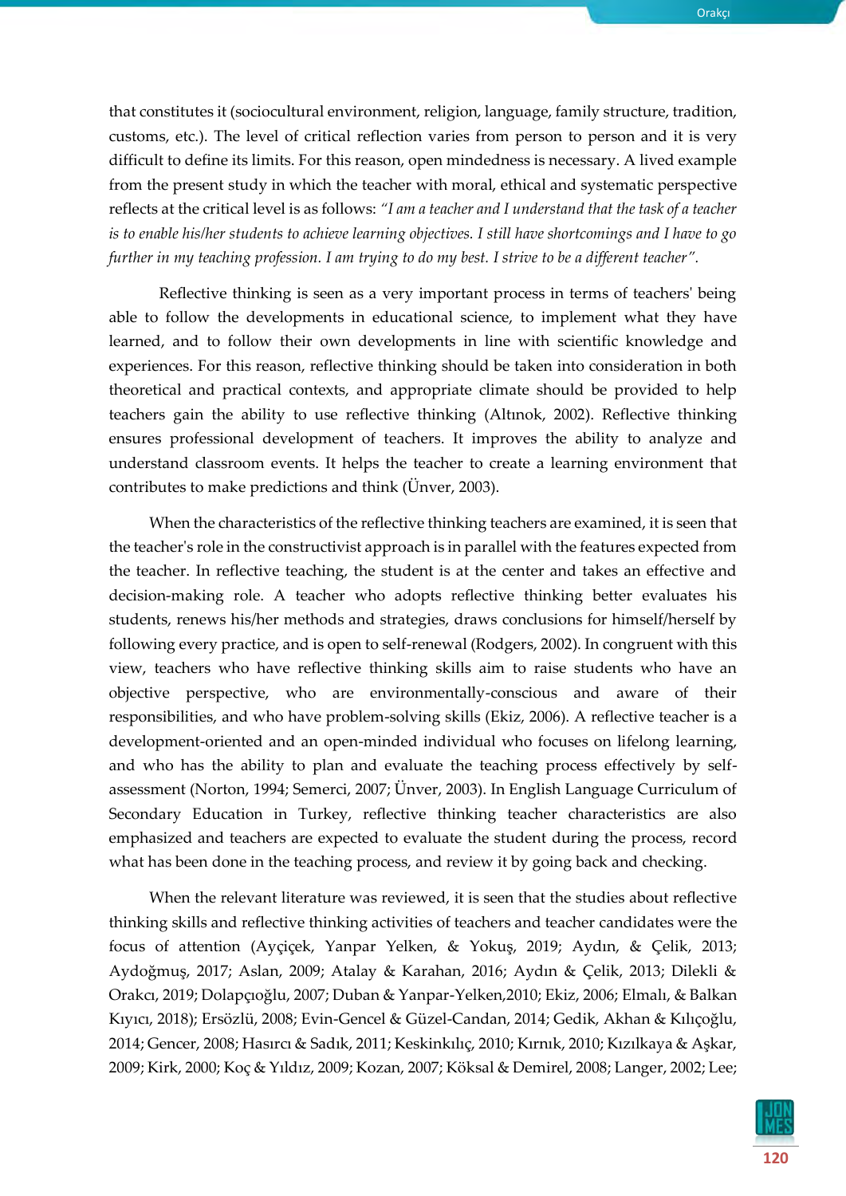that constitutes it (sociocultural environment, religion, language, family structure, tradition, customs, etc.). The level of critical reflection varies from person to person and it is very difficult to define its limits. For this reason, open mindedness is necessary. A lived example from the present study in which the teacher with moral, ethical and systematic perspective reflects at the critical level is as follows: *"I am a teacher and I understand that the task of a teacher is to enable his/her students to achieve learning objectives. I still have shortcomings and I have to go further in my teaching profession. I am trying to do my best. I strive to be a different teacher".*

Reflective thinking is seen as a very important process in terms of teachers' being able to follow the developments in educational science, to implement what they have learned, and to follow their own developments in line with scientific knowledge and experiences. For this reason, reflective thinking should be taken into consideration in both theoretical and practical contexts, and appropriate climate should be provided to help teachers gain the ability to use reflective thinking (Altınok, 2002). Reflective thinking ensures professional development of teachers. It improves the ability to analyze and understand classroom events. It helps the teacher to create a learning environment that contributes to make predictions and think (Ünver, 2003).

When the characteristics of the reflective thinking teachers are examined, it is seen that the teacher's role in the constructivist approach is in parallel with the features expected from the teacher. In reflective teaching, the student is at the center and takes an effective and decision-making role. A teacher who adopts reflective thinking better evaluates his students, renews his/her methods and strategies, draws conclusions for himself/herself by following every practice, and is open to self-renewal (Rodgers, 2002). In congruent with this view, teachers who have reflective thinking skills aim to raise students who have an objective perspective, who are environmentally-conscious and aware of their responsibilities, and who have problem-solving skills (Ekiz, 2006). A reflective teacher is a development-oriented and an open-minded individual who focuses on lifelong learning, and who has the ability to plan and evaluate the teaching process effectively by self-assessment (Norton, 1994; Semerci, 2007; Ünver, 2003). In English Language Curriculum of Secondary Education in Turkey, reflective thinking teacher characteristics are also emphasized and teachers are expected to evaluate the student during the process, record what has been done in the teaching process, and review it by going back and checking.

When the relevant literature was reviewed, it is seen that the studies about reflective thinking skills and reflective thinking activities of teachers and teacher candidates were the focus of attention (Ayçiçek, Yanpar Yelken, & Yokuş, 2019; Aydın, & Çelik, 2013; Aydoğmuş, 2017; Aslan, 2009; Atalay & Karahan, 2016; Aydın & Çelik, 2013; Dilekli & Orakcı, 2019; Dolapçıoğlu, 2007; Duban & Yanpar-Yelken,2010; Ekiz, 2006; Elmalı, & Balkan Kıyıcı, 2018); Ersözlü, 2008; Evin-Gencel & Güzel-Candan, 2014; Gedik, Akhan & Kılıçoğlu, 2014; Gencer, 2008; Hasırcı & Sadık, 2011; Keskinkılıç, 2010; Kırnık, 2010; Kızılkaya & Aşkar, 2009; Kirk, 2000; Koç & Yıldız, 2009; Kozan, 2007; Köksal & Demirel, 2008; Langer, 2002; Lee;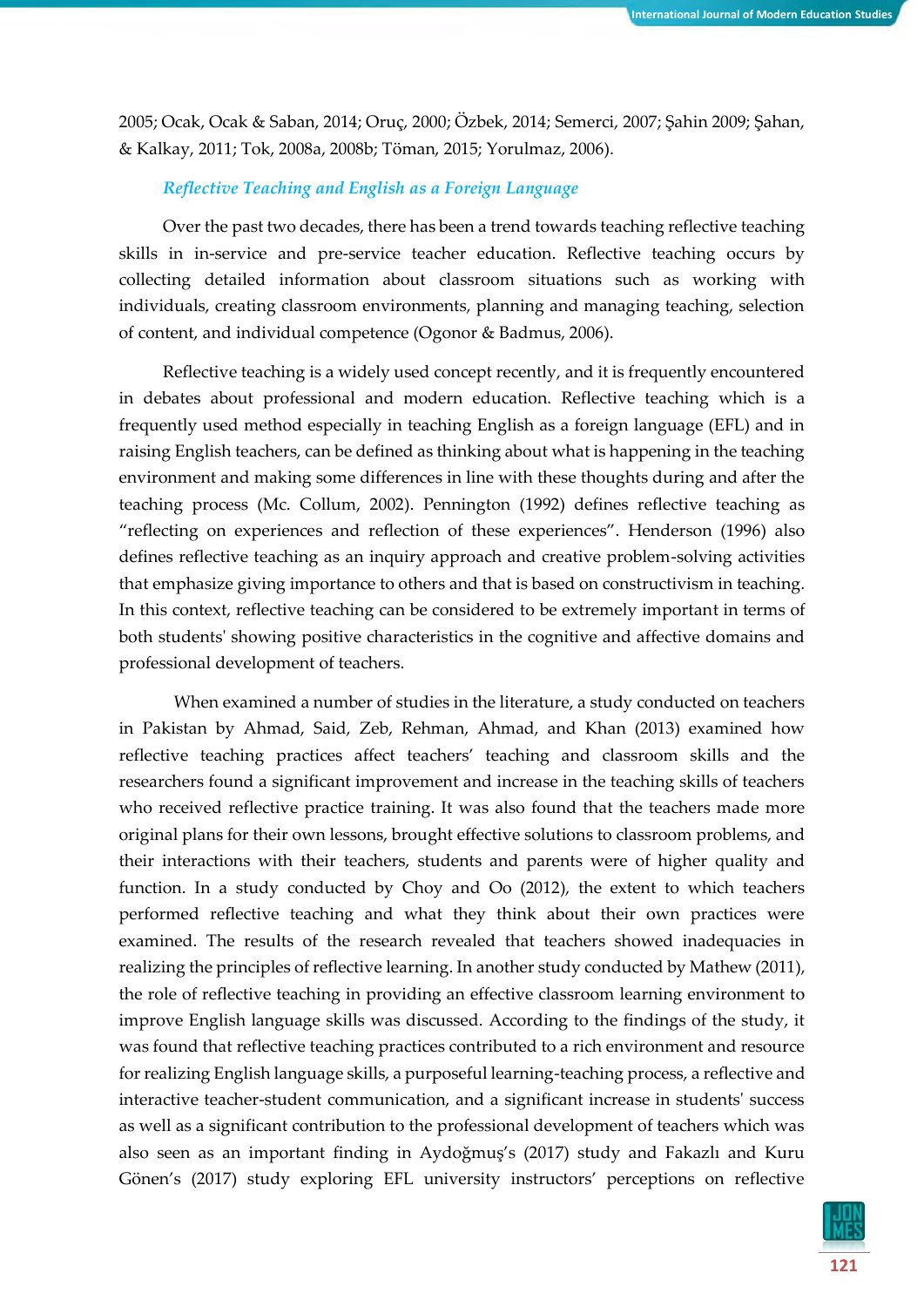2005; Ocak, Ocak & Saban, 2014; Oruç, 2000; Özbek, 2014; Semerci, 2007; Şahin 2009; Şahan, & Kalkay, 2011; Tok, 2008a, 2008b; Töman, 2015; Yorulmaz, 2006).

### *Reflective Teaching and English as a Foreign Language*

Over the past two decades, there has been a trend towards teaching reflective teaching skills in in-service and pre-service teacher education. Reflective teaching occurs by collecting detailed information about classroom situations such as working with individuals, creating classroom environments, planning and managing teaching, selection of content, and individual competence (Ogonor & Badmus, 2006).

Reflective teaching is a widely used concept recently, and it is frequently encountered in debates about professional and modern education. Reflective teaching which is a frequently used method especially in teaching English as a foreign language (EFL) and in raising English teachers, can be defined as thinking about what is happening in the teaching environment and making some differences in line with these thoughts during and after the teaching process (Mc. Collum, 2002). Pennington (1992) defines reflective teaching as "reflecting on experiences and reflection of these experiences". Henderson (1996) also defines reflective teaching as an inquiry approach and creative problem-solving activities that emphasize giving importance to others and that is based on constructivism in teaching. In this context, reflective teaching can be considered to be extremely important in terms of both students' showing positive characteristics in the cognitive and affective domains and professional development of teachers.

When examined a number of studies in the literature, a study conducted on teachers in Pakistan by Ahmad, Said, Zeb, Rehman, Ahmad, and Khan (2013) examined how reflective teaching practices affect teachers' teaching and classroom skills and the researchers found a significant improvement and increase in the teaching skills of teachers who received reflective practice training. It was also found that the teachers made more original plans for their own lessons, brought effective solutions to classroom problems, and their interactions with their teachers, students and parents were of higher quality and function. In a study conducted by Choy and Oo (2012), the extent to which teachers performed reflective teaching and what they think about their own practices were examined. The results of the research revealed that teachers showed inadequacies in realizing the principles of reflective learning. In another study conducted by Mathew (2011), the role of reflective teaching in providing an effective classroom learning environment to improve English language skills was discussed. According to the findings of the study, it was found that reflective teaching practices contributed to a rich environment and resource for realizing English language skills, a purposeful learning-teaching process, a reflective and interactive teacher-student communication, and a significant increase in students' success as well as a significant contribution to the professional development of teachers which was also seen as an important finding in Aydoğmuş's (2017) study and Fakazlı and Kuru Gönen's (2017) study exploring EFL university instructors' perceptions on reflective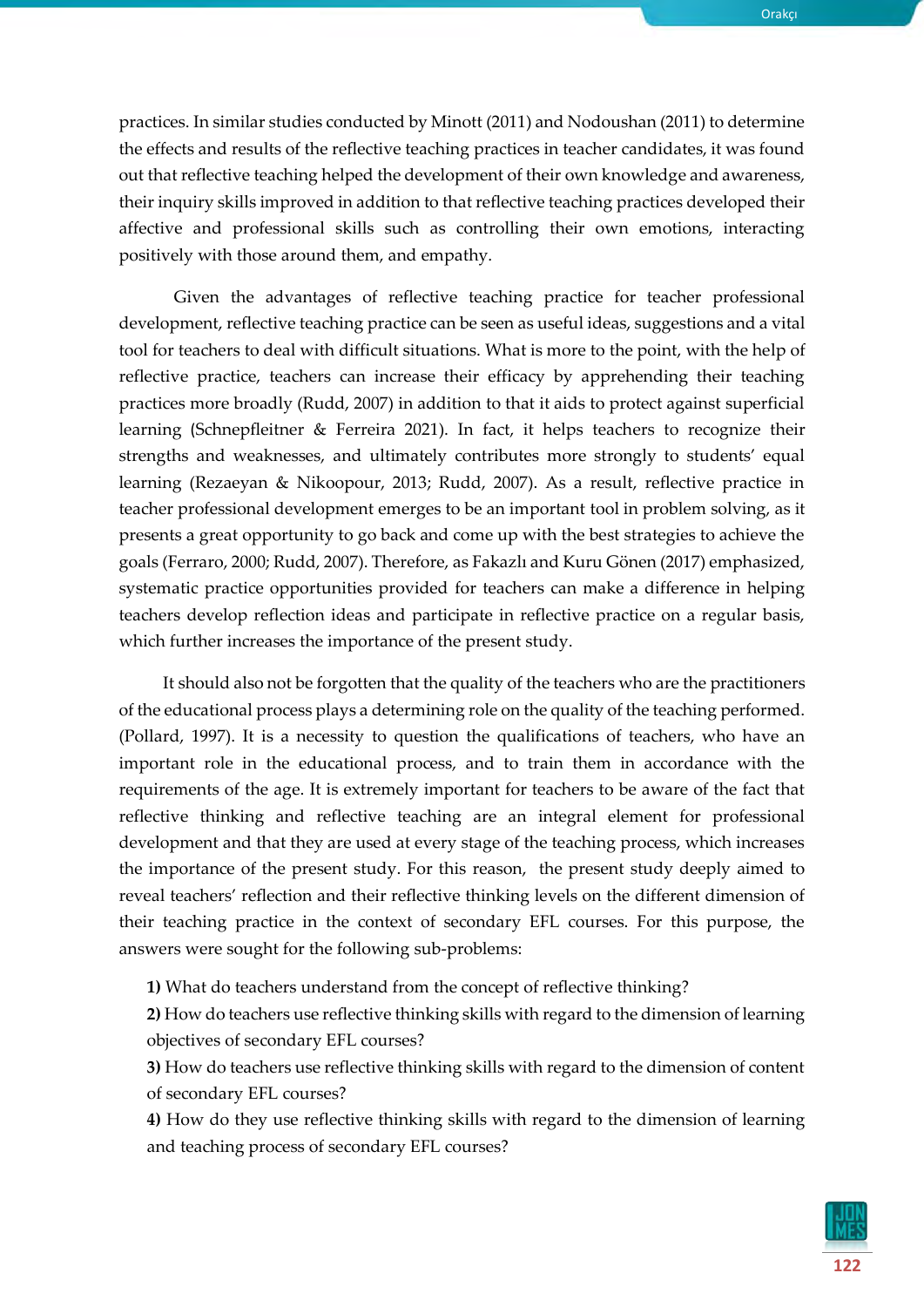practices. In similar studies conducted by Minott (2011) and Nodoushan (2011) to determine the effects and results of the reflective teaching practices in teacher candidates, it was found out that reflective teaching helped the development of their own knowledge and awareness, their inquiry skills improved in addition to that reflective teaching practices developed their affective and professional skills such as controlling their own emotions, interacting positively with those around them, and empathy.

Given the advantages of reflective teaching practice for teacher professional development, reflective teaching practice can be seen as useful ideas, suggestions and a vital tool for teachers to deal with difficult situations. What is more to the point, with the help of reflective practice, teachers can increase their efficacy by apprehending their teaching practices more broadly (Rudd, 2007) in addition to that it aids to protect against superficial learning (Schnepfleitner & Ferreira 2021). In fact, it helps teachers to recognize their strengths and weaknesses, and ultimately contributes more strongly to students' equal learning (Rezaeyan & Nikoopour, 2013; Rudd, 2007). As a result, reflective practice in teacher professional development emerges to be an important tool in problem solving, as it presents a great opportunity to go back and come up with the best strategies to achieve the goals (Ferraro, 2000; Rudd, 2007). Therefore, as Fakazlı and Kuru Gönen (2017) emphasized, systematic practice opportunities provided for teachers can make a difference in helping teachers develop reflection ideas and participate in reflective practice on a regular basis, which further increases the importance of the present study.

It should also not be forgotten that the quality of the teachers who are the practitioners of the educational process plays a determining role on the quality of the teaching performed. (Pollard, 1997). It is a necessity to question the qualifications of teachers, who have an important role in the educational process, and to train them in accordance with the requirements of the age. It is extremely important for teachers to be aware of the fact that reflective thinking and reflective teaching are an integral element for professional development and that they are used at every stage of the teaching process, which increases the importance of the present study. For this reason, the present study deeply aimed to reveal teachers' reflection and their reflective thinking levels on the different dimension of their teaching practice in the context of secondary EFL courses. For this purpose, the answers were sought for the following sub-problems:

**1)** What do teachers understand from the concept of reflective thinking?

**2)** How do teachers use reflective thinking skills with regard to the dimension of learning objectives of secondary EFL courses?

**3)** How do teachers use reflective thinking skills with regard to the dimension of content of secondary EFL courses?

**4)** How do they use reflective thinking skills with regard to the dimension of learning and teaching process of secondary EFL courses?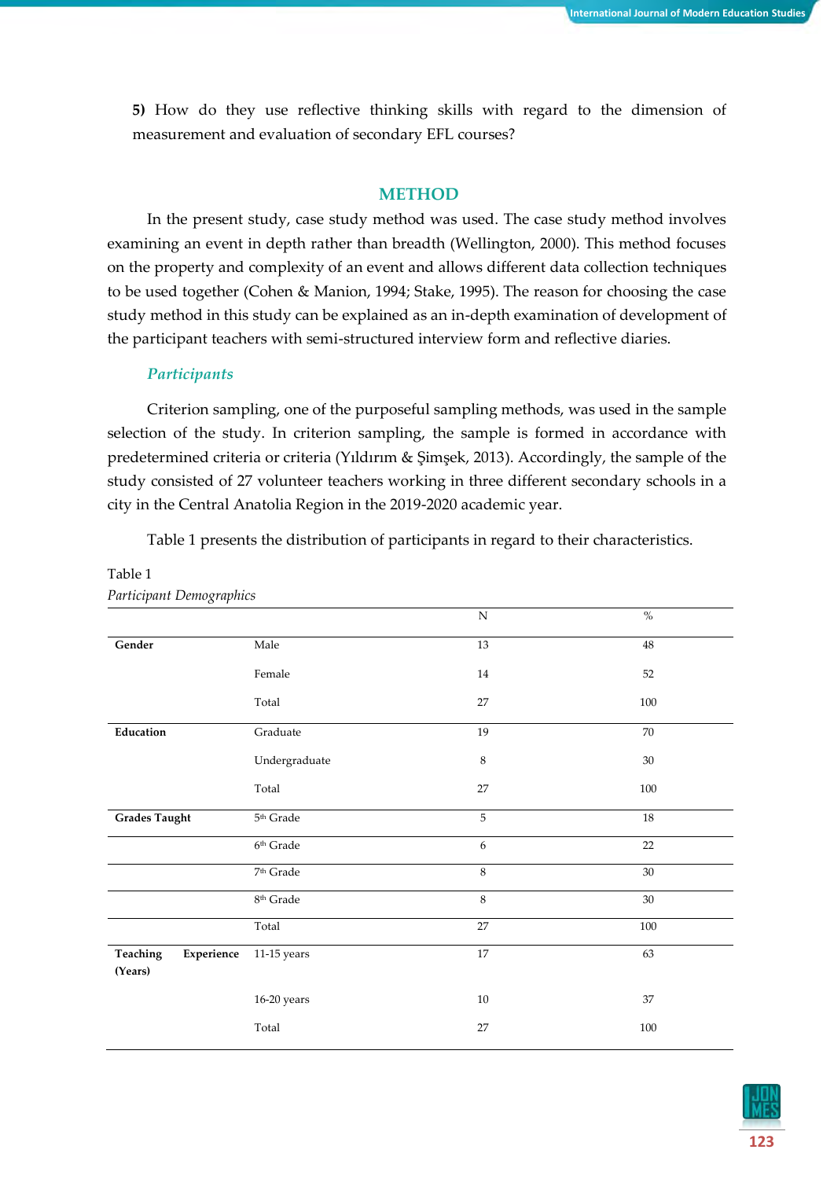**5)** How do they use reflective thinking skills with regard to the dimension of measurement and evaluation of secondary EFL courses?

## METHOD

In the present study, case study method was used. The case study method involves examining an event in depth rather than breadth (Wellington, 2000). This method focuses on the property and complexity of an event and allows different data collection techniques to be used together (Cohen & Manion, 1994; Stake, 1995). The reason for choosing the case study method in this study can be explained as an in-depth examination of development of the participant teachers with semi-structured interview form and reflective diaries.

### *Participants*

Criterion sampling, one of the purposeful sampling methods, was used in the sample selection of the study. In criterion sampling, the sample is formed in accordance with predetermined criteria or criteria (Yıldırım & Şimşek, 2013). Accordingly, the sample of the study consisted of 27 volunteer teachers working in three different secondary schools in a city in the Central Anatolia Region in the 2019-2020 academic year.

Table 1 presents the distribution of participants in regard to their characteristics.

Table 1
*Participant Demographics*

| | | N | % |
|---|---|---|---|
| **Gender** | Male | 13 | 48 |
| | Female | 14 | 52 |
| | Total | 27 | 100 |
| **Education** | Graduate | 19 | 70 |
| | Undergraduate | 8 | 30 |
| | Total | 27 | 100 |
| **Grades Taught** | 5th Grade | 5 | 18 |
| | 6th Grade | 6 | 22 |
| | 7th Grade | 8 | 30 |
| | 8th Grade | 8 | 30 |
| | Total | 27 | 100 |
| **Teaching Experience (Years)** | 11-15 years | 17 | 63 |
| | 16-20 years | 10 | 37 |
| | Total | 27 | 100 |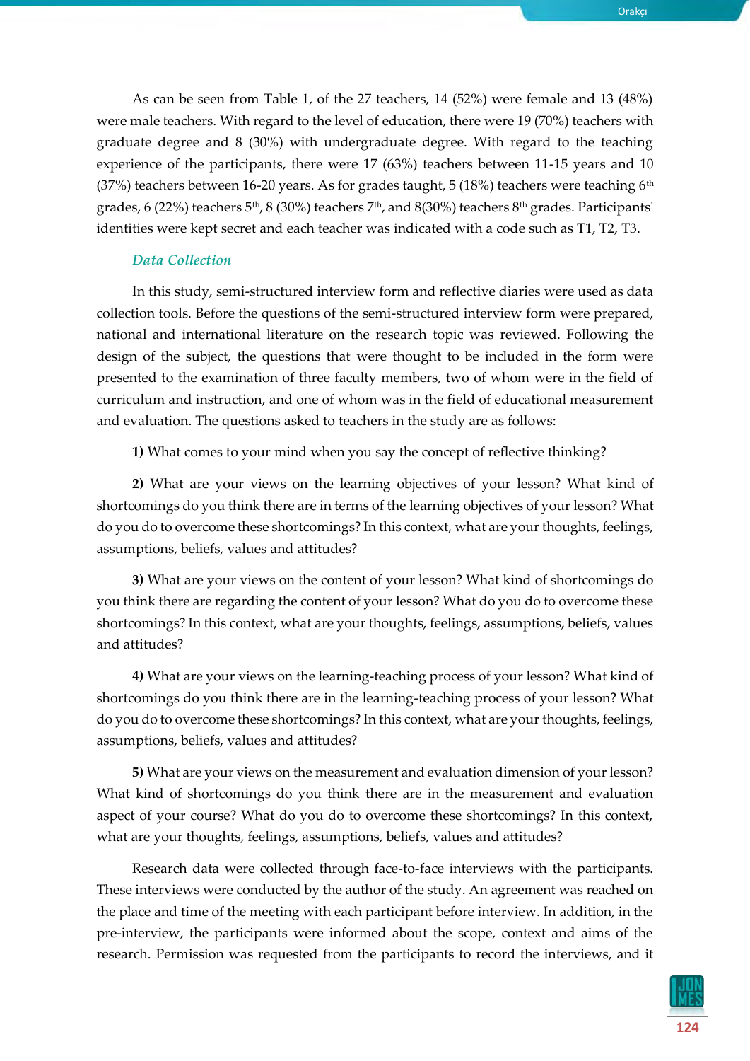As can be seen from Table 1, of the 27 teachers, 14 (52%) were female and 13 (48%) were male teachers. With regard to the level of education, there were 19 (70%) teachers with graduate degree and 8 (30%) with undergraduate degree. With regard to the teaching experience of the participants, there were 17 (63%) teachers between 11-15 years and 10 (37%) teachers between 16-20 years. As for grades taught, 5 (18%) teachers were teaching 6th grades, 6 (22%) teachers 5th, 8 (30%) teachers 7th, and 8(30%) teachers 8th grades. Participants' identities were kept secret and each teacher was indicated with a code such as T1, T2, T3.

### *Data Collection*

In this study, semi-structured interview form and reflective diaries were used as data collection tools. Before the questions of the semi-structured interview form were prepared, national and international literature on the research topic was reviewed. Following the design of the subject, the questions that were thought to be included in the form were presented to the examination of three faculty members, two of whom were in the field of curriculum and instruction, and one of whom was in the field of educational measurement and evaluation. The questions asked to teachers in the study are as follows:

**1)** What comes to your mind when you say the concept of reflective thinking?

**2)** What are your views on the learning objectives of your lesson? What kind of shortcomings do you think there are in terms of the learning objectives of your lesson? What do you do to overcome these shortcomings? In this context, what are your thoughts, feelings, assumptions, beliefs, values and attitudes?

**3)** What are your views on the content of your lesson? What kind of shortcomings do you think there are regarding the content of your lesson? What do you do to overcome these shortcomings? In this context, what are your thoughts, feelings, assumptions, beliefs, values and attitudes?

**4)** What are your views on the learning-teaching process of your lesson? What kind of shortcomings do you think there are in the learning-teaching process of your lesson? What do you do to overcome these shortcomings? In this context, what are your thoughts, feelings, assumptions, beliefs, values and attitudes?

**5)** What are your views on the measurement and evaluation dimension of your lesson? What kind of shortcomings do you think there are in the measurement and evaluation aspect of your course? What do you do to overcome these shortcomings? In this context, what are your thoughts, feelings, assumptions, beliefs, values and attitudes?

Research data were collected through face-to-face interviews with the participants. These interviews were conducted by the author of the study. An agreement was reached on the place and time of the meeting with each participant before interview. In addition, in the pre-interview, the participants were informed about the scope, context and aims of the research. Permission was requested from the participants to record the interviews, and it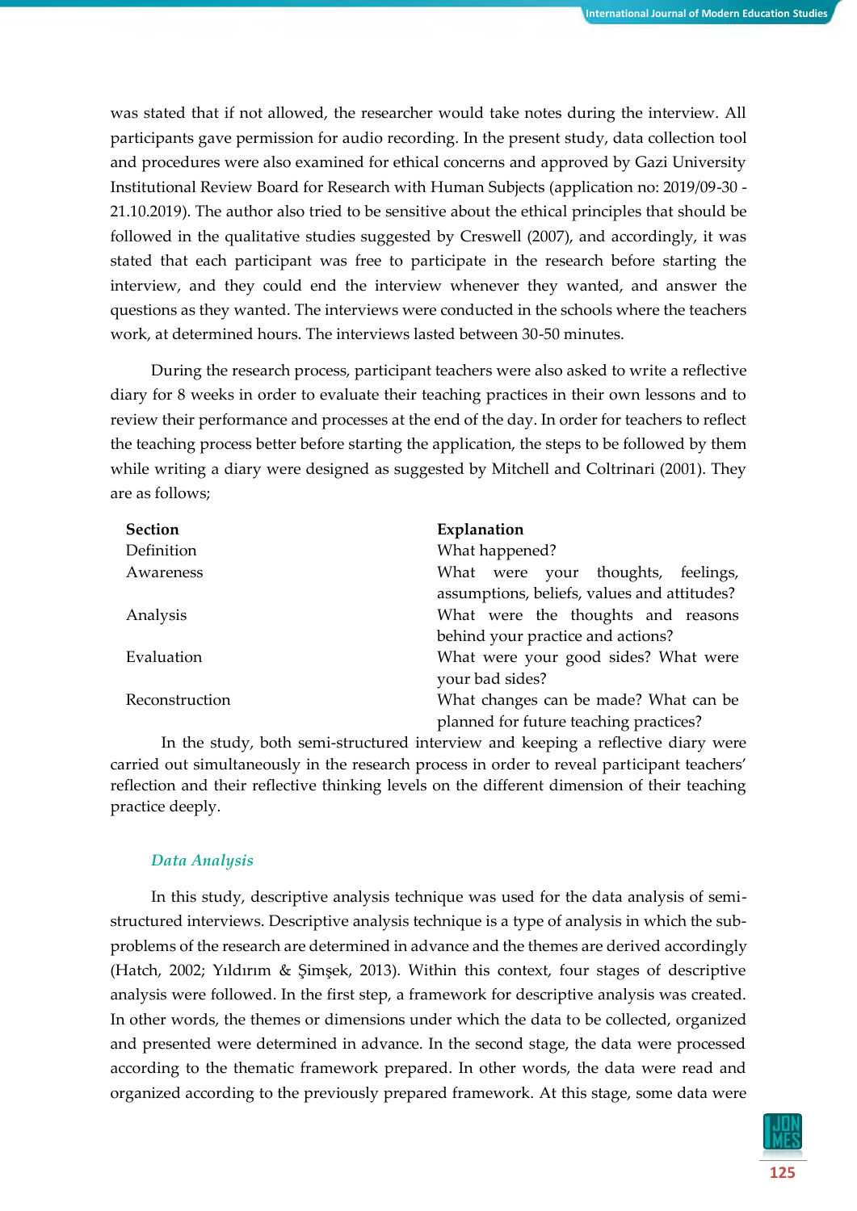was stated that if not allowed, the researcher would take notes during the interview. All participants gave permission for audio recording. In the present study, data collection tool and procedures were also examined for ethical concerns and approved by Gazi University Institutional Review Board for Research with Human Subjects (application no: 2019/09-30 - 21.10.2019). The author also tried to be sensitive about the ethical principles that should be followed in the qualitative studies suggested by Creswell (2007), and accordingly, it was stated that each participant was free to participate in the research before starting the interview, and they could end the interview whenever they wanted, and answer the questions as they wanted. The interviews were conducted in the schools where the teachers work, at determined hours. The interviews lasted between 30-50 minutes.

During the research process, participant teachers were also asked to write a reflective diary for 8 weeks in order to evaluate their teaching practices in their own lessons and to review their performance and processes at the end of the day. In order for teachers to reflect the teaching process better before starting the application, the steps to be followed by them while writing a diary were designed as suggested by Mitchell and Coltrinari (2001). They are as follows;

| **Section** | **Explanation** |
|---|---|
| Definition | What happened? |
| Awareness | What were your thoughts, feelings, assumptions, beliefs, values and attitudes? |
| Analysis | What were the thoughts and reasons behind your practice and actions? |
| Evaluation | What were your good sides? What were your bad sides? |
| Reconstruction | What changes can be made? What can be planned for future teaching practices? |

In the study, both semi-structured interview and keeping a reflective diary were carried out simultaneously in the research process in order to reveal participant teachers' reflection and their reflective thinking levels on the different dimension of their teaching practice deeply.

### *Data Analysis*

In this study, descriptive analysis technique was used for the data analysis of semi-structured interviews. Descriptive analysis technique is a type of analysis in which the sub-problems of the research are determined in advance and the themes are derived accordingly (Hatch, 2002; Yıldırım & Şimşek, 2013). Within this context, four stages of descriptive analysis were followed. In the first step, a framework for descriptive analysis was created. In other words, the themes or dimensions under which the data to be collected, organized and presented were determined in advance. In the second stage, the data were processed according to the thematic framework prepared. In other words, the data were read and organized according to the previously prepared framework. At this stage, some data were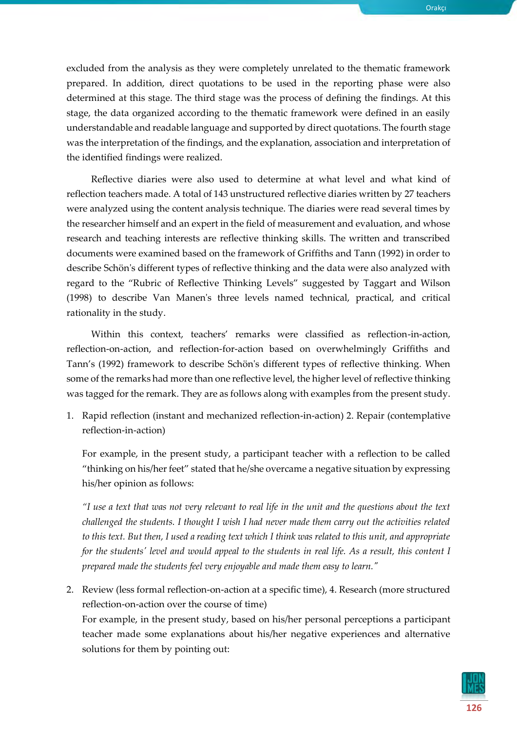excluded from the analysis as they were completely unrelated to the thematic framework prepared. In addition, direct quotations to be used in the reporting phase were also determined at this stage. The third stage was the process of defining the findings. At this stage, the data organized according to the thematic framework were defined in an easily understandable and readable language and supported by direct quotations. The fourth stage was the interpretation of the findings, and the explanation, association and interpretation of the identified findings were realized.

Reflective diaries were also used to determine at what level and what kind of reflection teachers made. A total of 143 unstructured reflective diaries written by 27 teachers were analyzed using the content analysis technique. The diaries were read several times by the researcher himself and an expert in the field of measurement and evaluation, and whose research and teaching interests are reflective thinking skills. The written and transcribed documents were examined based on the framework of Griffiths and Tann (1992) in order to describe Schön's different types of reflective thinking and the data were also analyzed with regard to the "Rubric of Reflective Thinking Levels" suggested by Taggart and Wilson (1998) to describe Van Manen's three levels named technical, practical, and critical rationality in the study.

Within this context, teachers' remarks were classified as reflection-in-action, reflection-on-action, and reflection-for-action based on overwhelmingly Griffiths and Tann's (1992) framework to describe Schön's different types of reflective thinking. When some of the remarks had more than one reflective level, the higher level of reflective thinking was tagged for the remark. They are as follows along with examples from the present study.

1. Rapid reflection (instant and mechanized reflection-in-action) 2. Repair (contemplative reflection-in-action)

   For example, in the present study, a participant teacher with a reflection to be called "thinking on his/her feet" stated that he/she overcame a negative situation by expressing his/her opinion as follows:

   *"I use a text that was not very relevant to real life in the unit and the questions about the text challenged the students. I thought I wish I had never made them carry out the activities related to this text. But then, I used a reading text which I think was related to this unit, and appropriate for the students' level and would appeal to the students in real life. As a result, this content I prepared made the students feel very enjoyable and made them easy to learn."*

2. Review (less formal reflection-on-action at a specific time), 4. Research (more structured reflection-on-action over the course of time)
   For example, in the present study, based on his/her personal perceptions a participant teacher made some explanations about his/her negative experiences and alternative solutions for them by pointing out: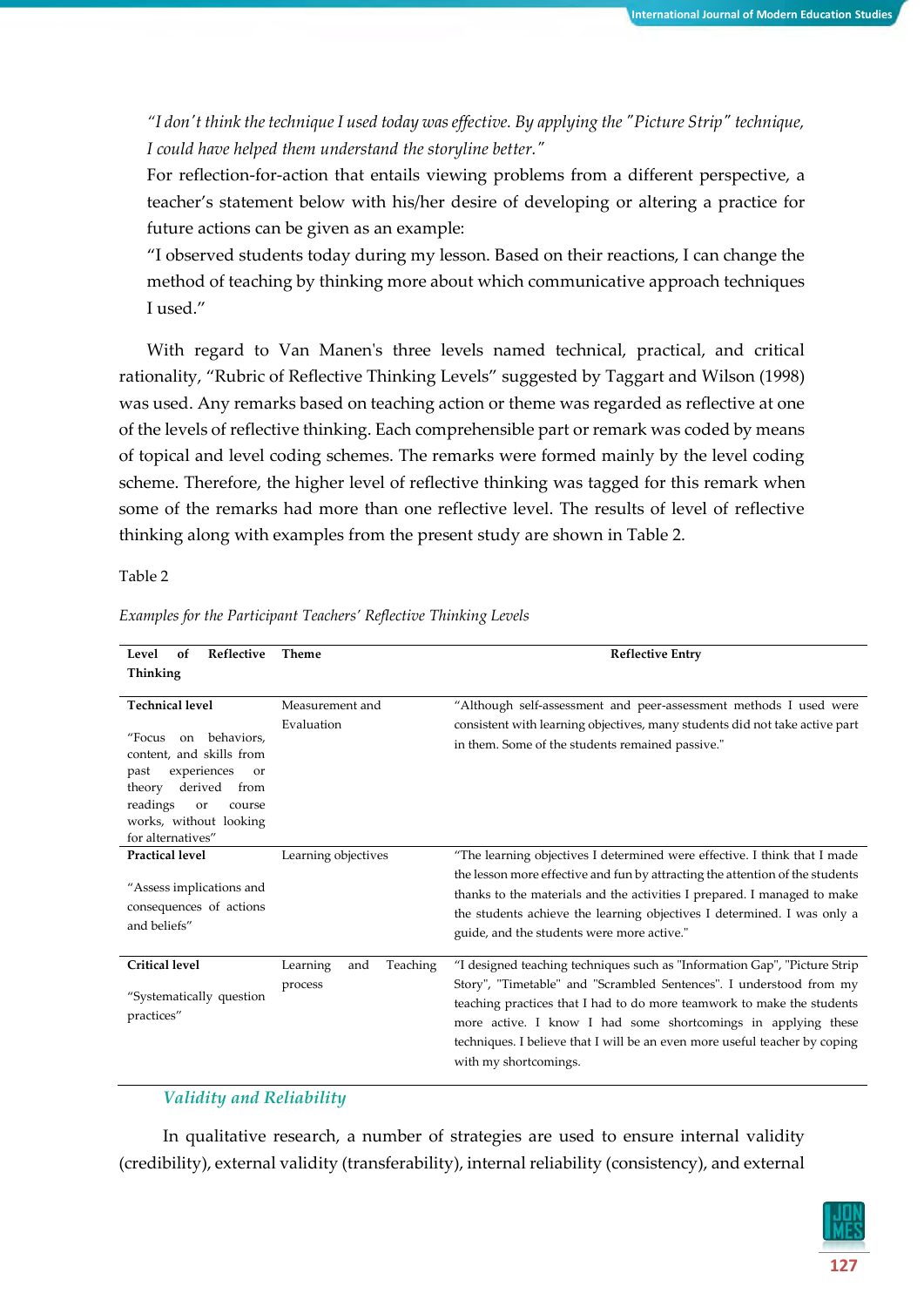*"I don't think the technique I used today was effective. By applying the "Picture Strip" technique, I could have helped them understand the storyline better."*

For reflection-for-action that entails viewing problems from a different perspective, a teacher's statement below with his/her desire of developing or altering a practice for future actions can be given as an example:

"I observed students today during my lesson. Based on their reactions, I can change the method of teaching by thinking more about which communicative approach techniques I used."

With regard to Van Manen's three levels named technical, practical, and critical rationality, "Rubric of Reflective Thinking Levels" suggested by Taggart and Wilson (1998) was used. Any remarks based on teaching action or theme was regarded as reflective at one of the levels of reflective thinking. Each comprehensible part or remark was coded by means of topical and level coding schemes. The remarks were formed mainly by the level coding scheme. Therefore, the higher level of reflective thinking was tagged for this remark when some of the remarks had more than one reflective level. The results of level of reflective thinking along with examples from the present study are shown in Table 2.

Table 2

*Examples for the Participant Teachers' Reflective Thinking Levels*

| Level of Reflective Thinking | Theme | Reflective Entry |
|---|---|---|
| **Technical level**<br><br>"Focus on behaviors, content, and skills from past experiences or theory derived from readings or course works, without looking for alternatives" | Measurement and Evaluation | "Although self-assessment and peer-assessment methods I used were consistent with learning objectives, many students did not take active part in them. Some of the students remained passive." |
| **Practical level**<br><br>"Assess implications and consequences of actions and beliefs" | Learning objectives | "The learning objectives I determined were effective. I think that I made the lesson more effective and fun by attracting the attention of the students thanks to the materials and the activities I prepared. I managed to make the students achieve the learning objectives I determined. I was only a guide, and the students were more active." |
| **Critical level**<br><br>"Systematically question practices" | Learning and Teaching process | "I designed teaching techniques such as "Information Gap", "Picture Strip Story", "Timetable" and "Scrambled Sentences". I understood from my teaching practices that I had to do more teamwork to make the students more active. I know I had some shortcomings in applying these techniques. I believe that I will be an even more useful teacher by coping with my shortcomings. |

### *Validity and Reliability*

In qualitative research, a number of strategies are used to ensure internal validity (credibility), external validity (transferability), internal reliability (consistency), and external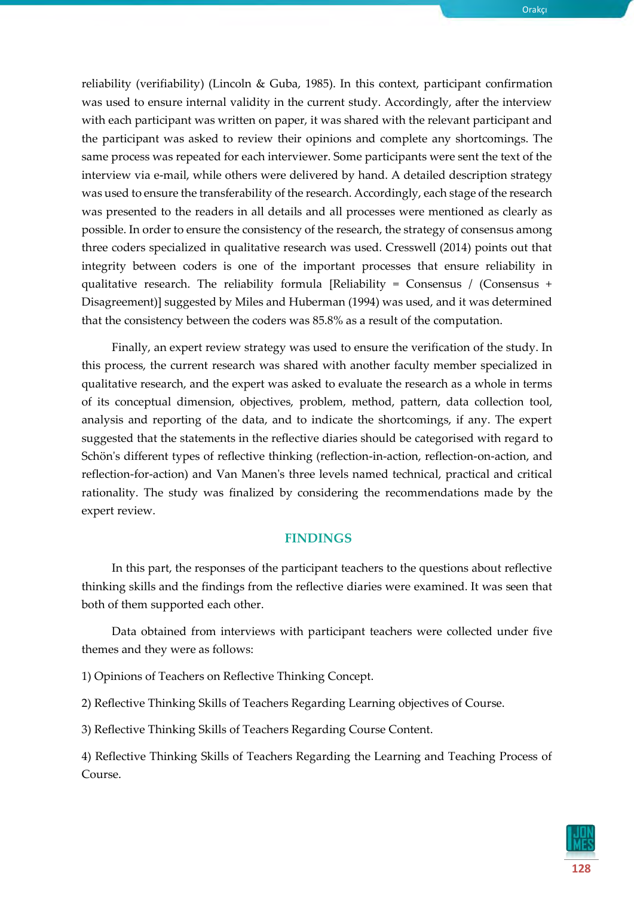reliability (verifiability) (Lincoln & Guba, 1985). In this context, participant confirmation was used to ensure internal validity in the current study. Accordingly, after the interview with each participant was written on paper, it was shared with the relevant participant and the participant was asked to review their opinions and complete any shortcomings. The same process was repeated for each interviewer. Some participants were sent the text of the interview via e-mail, while others were delivered by hand. A detailed description strategy was used to ensure the transferability of the research. Accordingly, each stage of the research was presented to the readers in all details and all processes were mentioned as clearly as possible. In order to ensure the consistency of the research, the strategy of consensus among three coders specialized in qualitative research was used. Cresswell (2014) points out that integrity between coders is one of the important processes that ensure reliability in qualitative research. The reliability formula [Reliability = Consensus / (Consensus + Disagreement)] suggested by Miles and Huberman (1994) was used, and it was determined that the consistency between the coders was 85.8% as a result of the computation.

Finally, an expert review strategy was used to ensure the verification of the study. In this process, the current research was shared with another faculty member specialized in qualitative research, and the expert was asked to evaluate the research as a whole in terms of its conceptual dimension, objectives, problem, method, pattern, data collection tool, analysis and reporting of the data, and to indicate the shortcomings, if any. The expert suggested that the statements in the reflective diaries should be categorised with regard to Schön's different types of reflective thinking (reflection-in-action, reflection-on-action, and reflection-for-action) and Van Manen's three levels named technical, practical and critical rationality. The study was finalized by considering the recommendations made by the expert review.

## FINDINGS

In this part, the responses of the participant teachers to the questions about reflective thinking skills and the findings from the reflective diaries were examined. It was seen that both of them supported each other.

Data obtained from interviews with participant teachers were collected under five themes and they were as follows:

1) Opinions of Teachers on Reflective Thinking Concept.

2) Reflective Thinking Skills of Teachers Regarding Learning objectives of Course.

3) Reflective Thinking Skills of Teachers Regarding Course Content.

4) Reflective Thinking Skills of Teachers Regarding the Learning and Teaching Process of Course.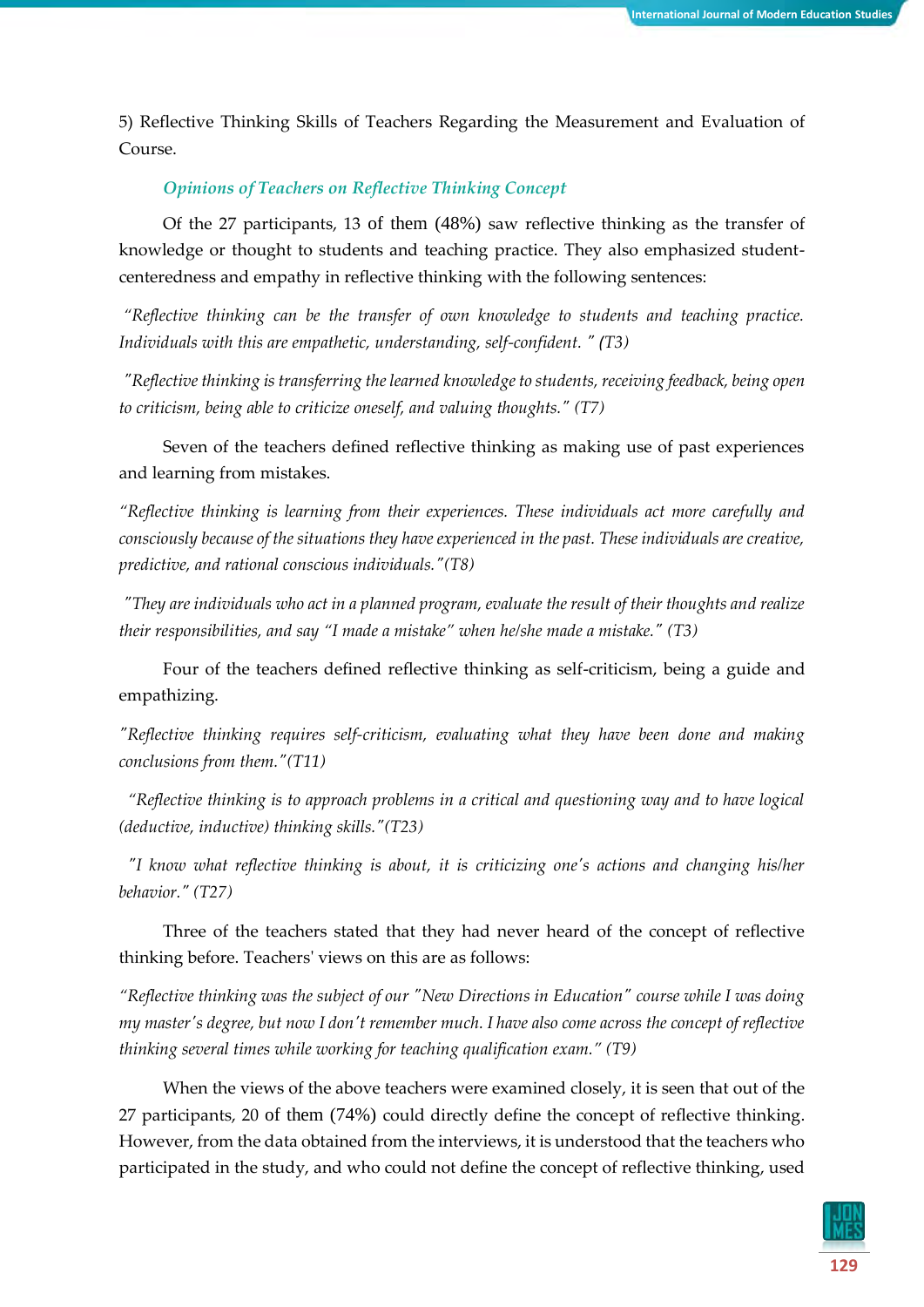5) Reflective Thinking Skills of Teachers Regarding the Measurement and Evaluation of Course.

### *Opinions of Teachers on Reflective Thinking Concept*

Of the 27 participants, 13 of them (48%) saw reflective thinking as the transfer of knowledge or thought to students and teaching practice. They also emphasized student-centeredness and empathy in reflective thinking with the following sentences:

*"Reflective thinking can be the transfer of own knowledge to students and teaching practice. Individuals with this are empathetic, understanding, self-confident. " (T3)*

*"Reflective thinking is transferring the learned knowledge to students, receiving feedback, being open to criticism, being able to criticize oneself, and valuing thoughts." (T7)*

Seven of the teachers defined reflective thinking as making use of past experiences and learning from mistakes.

*"Reflective thinking is learning from their experiences. These individuals act more carefully and consciously because of the situations they have experienced in the past. These individuals are creative, predictive, and rational conscious individuals."(T8)*

*"They are individuals who act in a planned program, evaluate the result of their thoughts and realize their responsibilities, and say "I made a mistake" when he/she made a mistake." (T3)*

Four of the teachers defined reflective thinking as self-criticism, being a guide and empathizing.

*"Reflective thinking requires self-criticism, evaluating what they have been done and making conclusions from them."(T11)*

*"Reflective thinking is to approach problems in a critical and questioning way and to have logical (deductive, inductive) thinking skills."(T23)*

*"I know what reflective thinking is about, it is criticizing one's actions and changing his/her behavior." (T27)*

Three of the teachers stated that they had never heard of the concept of reflective thinking before. Teachers' views on this are as follows:

*"Reflective thinking was the subject of our "New Directions in Education" course while I was doing my master's degree, but now I don't remember much. I have also come across the concept of reflective thinking several times while working for teaching qualification exam." (T9)*

When the views of the above teachers were examined closely, it is seen that out of the 27 participants, 20 of them (74%) could directly define the concept of reflective thinking. However, from the data obtained from the interviews, it is understood that the teachers who participated in the study, and who could not define the concept of reflective thinking, used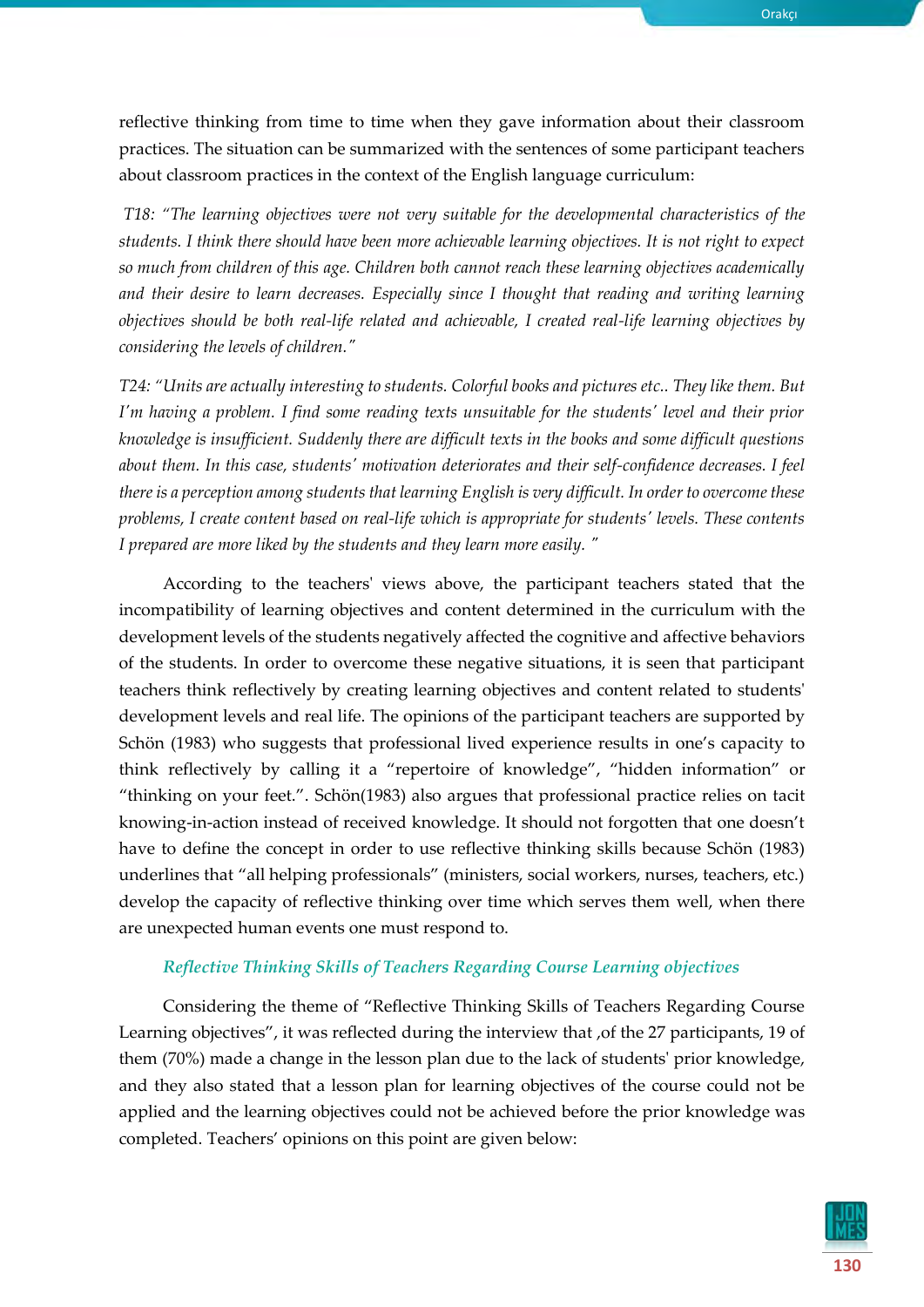reflective thinking from time to time when they gave information about their classroom practices. The situation can be summarized with the sentences of some participant teachers about classroom practices in the context of the English language curriculum:

*T18: "The learning objectives were not very suitable for the developmental characteristics of the students. I think there should have been more achievable learning objectives. It is not right to expect so much from children of this age. Children both cannot reach these learning objectives academically and their desire to learn decreases. Especially since I thought that reading and writing learning objectives should be both real-life related and achievable, I created real-life learning objectives by considering the levels of children."*

*T24: "Units are actually interesting to students. Colorful books and pictures etc.. They like them. But I'm having a problem. I find some reading texts unsuitable for the students' level and their prior knowledge is insufficient. Suddenly there are difficult texts in the books and some difficult questions about them. In this case, students' motivation deteriorates and their self-confidence decreases. I feel there is a perception among students that learning English is very difficult. In order to overcome these problems, I create content based on real-life which is appropriate for students' levels. These contents I prepared are more liked by the students and they learn more easily. "*

According to the teachers' views above, the participant teachers stated that the incompatibility of learning objectives and content determined in the curriculum with the development levels of the students negatively affected the cognitive and affective behaviors of the students. In order to overcome these negative situations, it is seen that participant teachers think reflectively by creating learning objectives and content related to students' development levels and real life. The opinions of the participant teachers are supported by Schön (1983) who suggests that professional lived experience results in one's capacity to think reflectively by calling it a "repertoire of knowledge", "hidden information" or "thinking on your feet.". Schön(1983) also argues that professional practice relies on tacit knowing-in-action instead of received knowledge. It should not forgotten that one doesn't have to define the concept in order to use reflective thinking skills because Schön (1983) underlines that "all helping professionals" (ministers, social workers, nurses, teachers, etc.) develop the capacity of reflective thinking over time which serves them well, when there are unexpected human events one must respond to.

### *Reflective Thinking Skills of Teachers Regarding Course Learning objectives*

Considering the theme of "Reflective Thinking Skills of Teachers Regarding Course Learning objectives", it was reflected during the interview that ,of the 27 participants, 19 of them (70%) made a change in the lesson plan due to the lack of students' prior knowledge, and they also stated that a lesson plan for learning objectives of the course could not be applied and the learning objectives could not be achieved before the prior knowledge was completed. Teachers' opinions on this point are given below: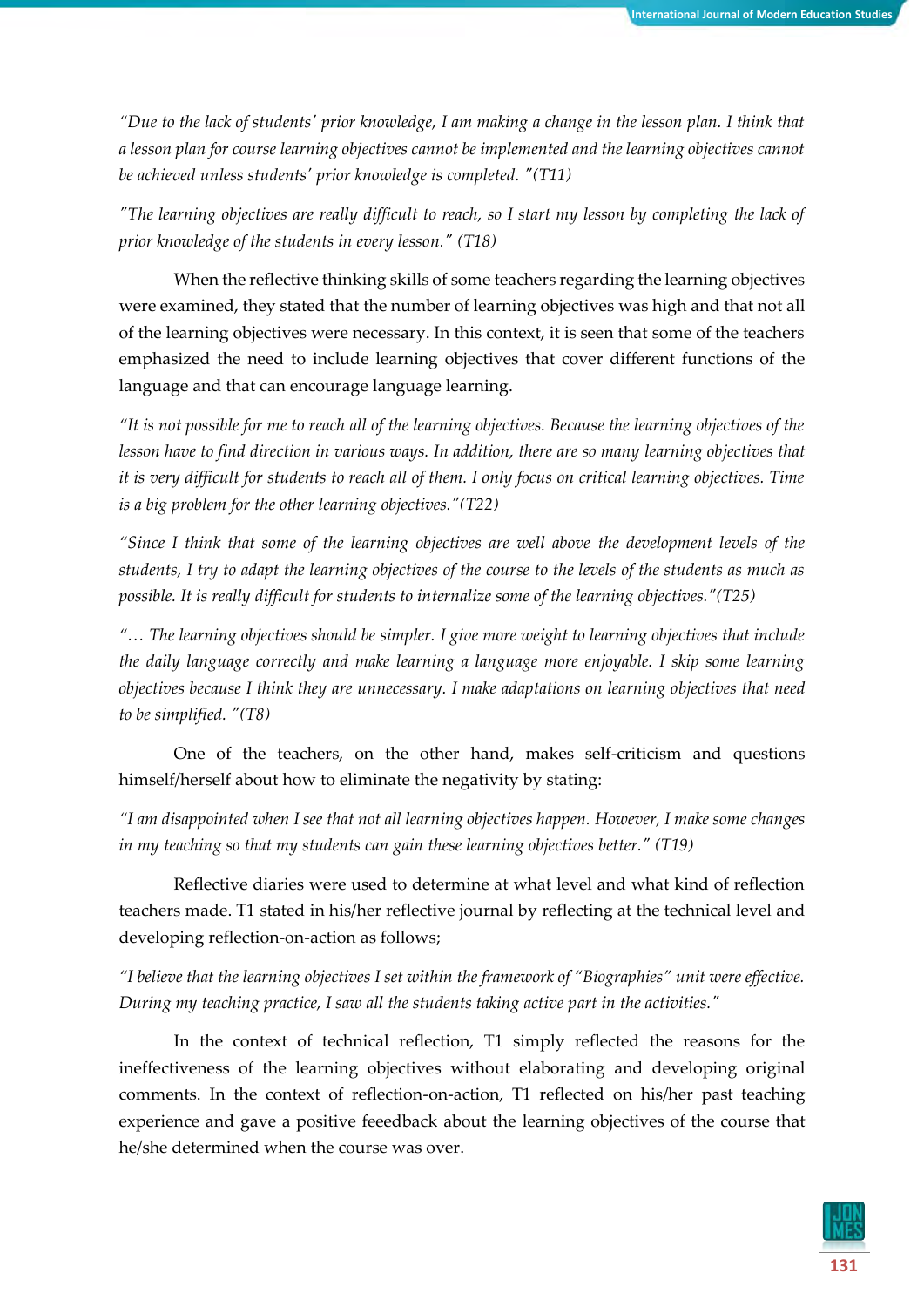*"Due to the lack of students' prior knowledge, I am making a change in the lesson plan. I think that a lesson plan for course learning objectives cannot be implemented and the learning objectives cannot be achieved unless students' prior knowledge is completed. "(T11)*

*"The learning objectives are really difficult to reach, so I start my lesson by completing the lack of prior knowledge of the students in every lesson." (T18)*

When the reflective thinking skills of some teachers regarding the learning objectives were examined, they stated that the number of learning objectives was high and that not all of the learning objectives were necessary. In this context, it is seen that some of the teachers emphasized the need to include learning objectives that cover different functions of the language and that can encourage language learning.

*"It is not possible for me to reach all of the learning objectives. Because the learning objectives of the lesson have to find direction in various ways. In addition, there are so many learning objectives that it is very difficult for students to reach all of them. I only focus on critical learning objectives. Time is a big problem for the other learning objectives."(T22)*

*"Since I think that some of the learning objectives are well above the development levels of the students, I try to adapt the learning objectives of the course to the levels of the students as much as possible. It is really difficult for students to internalize some of the learning objectives."(T25)*

*"… The learning objectives should be simpler. I give more weight to learning objectives that include the daily language correctly and make learning a language more enjoyable. I skip some learning objectives because I think they are unnecessary. I make adaptations on learning objectives that need to be simplified. "(T8)*

One of the teachers, on the other hand, makes self-criticism and questions himself/herself about how to eliminate the negativity by stating:

*"I am disappointed when I see that not all learning objectives happen. However, I make some changes in my teaching so that my students can gain these learning objectives better." (T19)*

Reflective diaries were used to determine at what level and what kind of reflection teachers made. T1 stated in his/her reflective journal by reflecting at the technical level and developing reflection-on-action as follows;

*"I believe that the learning objectives I set within the framework of "Biographies" unit were effective. During my teaching practice, I saw all the students taking active part in the activities."*

In the context of technical reflection, T1 simply reflected the reasons for the ineffectiveness of the learning objectives without elaborating and developing original comments. In the context of reflection-on-action, T1 reflected on his/her past teaching experience and gave a positive feeedback about the learning objectives of the course that he/she determined when the course was over.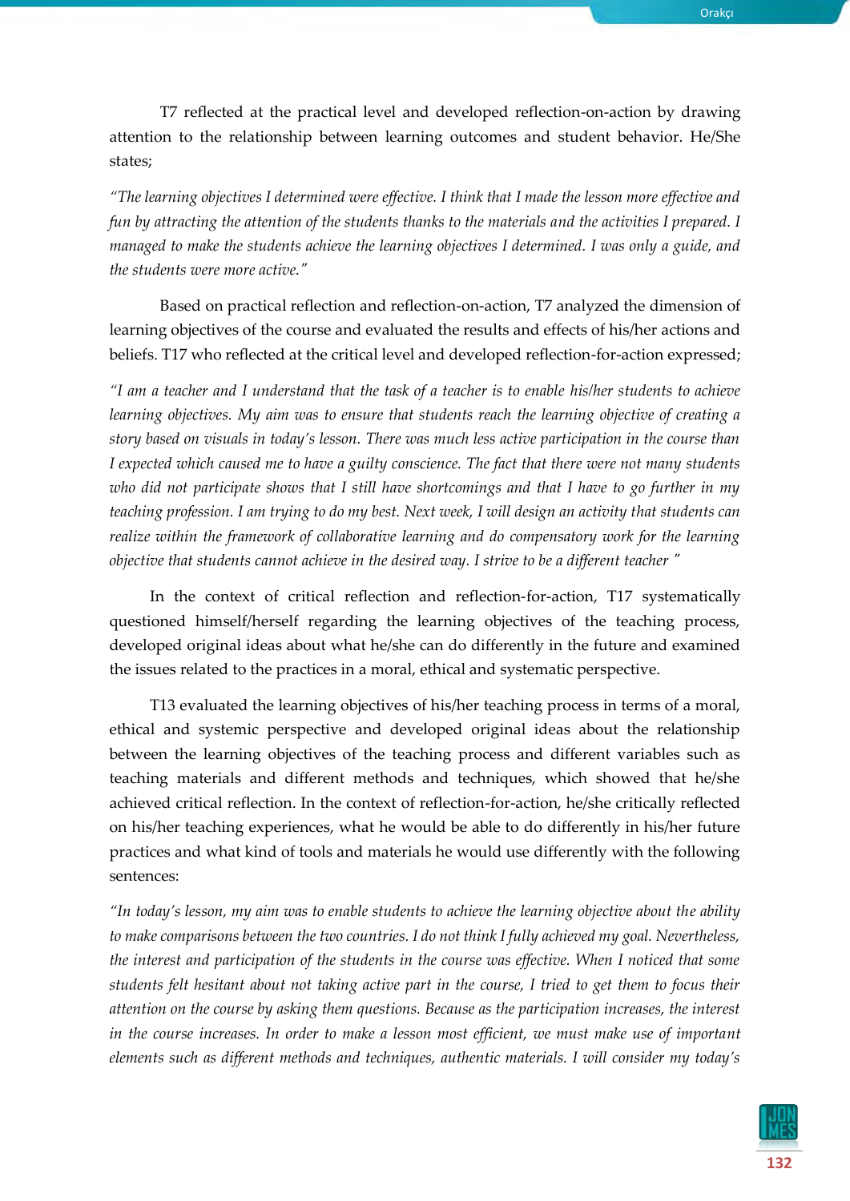T7 reflected at the practical level and developed reflection-on-action by drawing attention to the relationship between learning outcomes and student behavior. He/She states;

*"The learning objectives I determined were effective. I think that I made the lesson more effective and fun by attracting the attention of the students thanks to the materials and the activities I prepared. I managed to make the students achieve the learning objectives I determined. I was only a guide, and the students were more active."*

Based on practical reflection and reflection-on-action, T7 analyzed the dimension of learning objectives of the course and evaluated the results and effects of his/her actions and beliefs. T17 who reflected at the critical level and developed reflection-for-action expressed;

*"I am a teacher and I understand that the task of a teacher is to enable his/her students to achieve learning objectives. My aim was to ensure that students reach the learning objective of creating a story based on visuals in today's lesson. There was much less active participation in the course than I expected which caused me to have a guilty conscience. The fact that there were not many students who did not participate shows that I still have shortcomings and that I have to go further in my teaching profession. I am trying to do my best. Next week, I will design an activity that students can realize within the framework of collaborative learning and do compensatory work for the learning objective that students cannot achieve in the desired way. I strive to be a different teacher "*

In the context of critical reflection and reflection-for-action, T17 systematically questioned himself/herself regarding the learning objectives of the teaching process, developed original ideas about what he/she can do differently in the future and examined the issues related to the practices in a moral, ethical and systematic perspective.

T13 evaluated the learning objectives of his/her teaching process in terms of a moral, ethical and systemic perspective and developed original ideas about the relationship between the learning objectives of the teaching process and different variables such as teaching materials and different methods and techniques, which showed that he/she achieved critical reflection. In the context of reflection-for-action, he/she critically reflected on his/her teaching experiences, what he would be able to do differently in his/her future practices and what kind of tools and materials he would use differently with the following sentences:

*"In today's lesson, my aim was to enable students to achieve the learning objective about the ability to make comparisons between the two countries. I do not think I fully achieved my goal. Nevertheless, the interest and participation of the students in the course was effective. When I noticed that some students felt hesitant about not taking active part in the course, I tried to get them to focus their attention on the course by asking them questions. Because as the participation increases, the interest in the course increases. In order to make a lesson most efficient, we must make use of important elements such as different methods and techniques, authentic materials. I will consider my today's*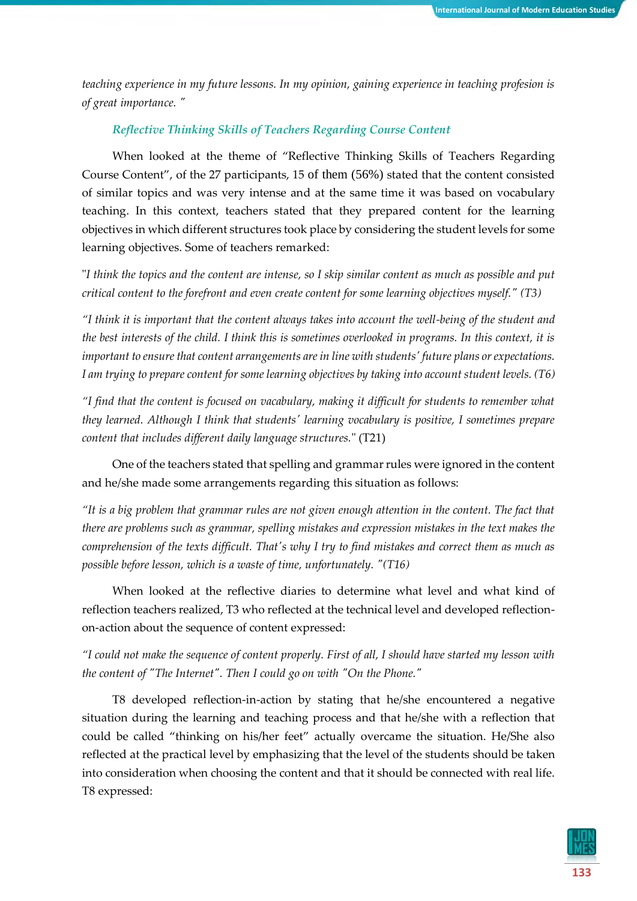*teaching experience in my future lessons. In my opinion, gaining experience in teaching profesion is of great importance. "*

### *Reflective Thinking Skills of Teachers Regarding Course Content*

When looked at the theme of "Reflective Thinking Skills of Teachers Regarding Course Content", of the 27 participants, 15 of them (56%) stated that the content consisted of similar topics and was very intense and at the same time it was based on vocabulary teaching. In this context, teachers stated that they prepared content for the learning objectives in which different structures took place by considering the student levels for some learning objectives. Some of teachers remarked:

"*I think the topics and the content are intense, so I skip similar content as much as possible and put critical content to the forefront and even create content for some learning objectives myself." (T3)*

*"I think it is important that the content always takes into account the well-being of the student and the best interests of the child. I think this is sometimes overlooked in programs. In this context, it is important to ensure that content arrangements are in line with students' future plans or expectations. I am trying to prepare content for some learning objectives by taking into account student levels. (T6)*

*"I find that the content is focused on vacabulary, making it difficult for students to remember what they learned. Although I think that students' learning vocabulary is positive, I sometimes prepare content that includes different daily language structures.*" (T21)

One of the teachers stated that spelling and grammar rules were ignored in the content and he/she made some arrangements regarding this situation as follows:

*"It is a big problem that grammar rules are not given enough attention in the content. The fact that there are problems such as grammar, spelling mistakes and expression mistakes in the text makes the comprehension of the texts difficult. That's why I try to find mistakes and correct them as much as possible before lesson, which is a waste of time, unfortunately. "(T16)*

When looked at the reflective diaries to determine what level and what kind of reflection teachers realized, T3 who reflected at the technical level and developed reflection-on-action about the sequence of content expressed:

*"I could not make the sequence of content properly. First of all, I should have started my lesson with the content of "The Internet". Then I could go on with "On the Phone."*

T8 developed reflection-in-action by stating that he/she encountered a negative situation during the learning and teaching process and that he/she with a reflection that could be called "thinking on his/her feet" actually overcame the situation. He/She also reflected at the practical level by emphasizing that the level of the students should be taken into consideration when choosing the content and that it should be connected with real life. T8 expressed: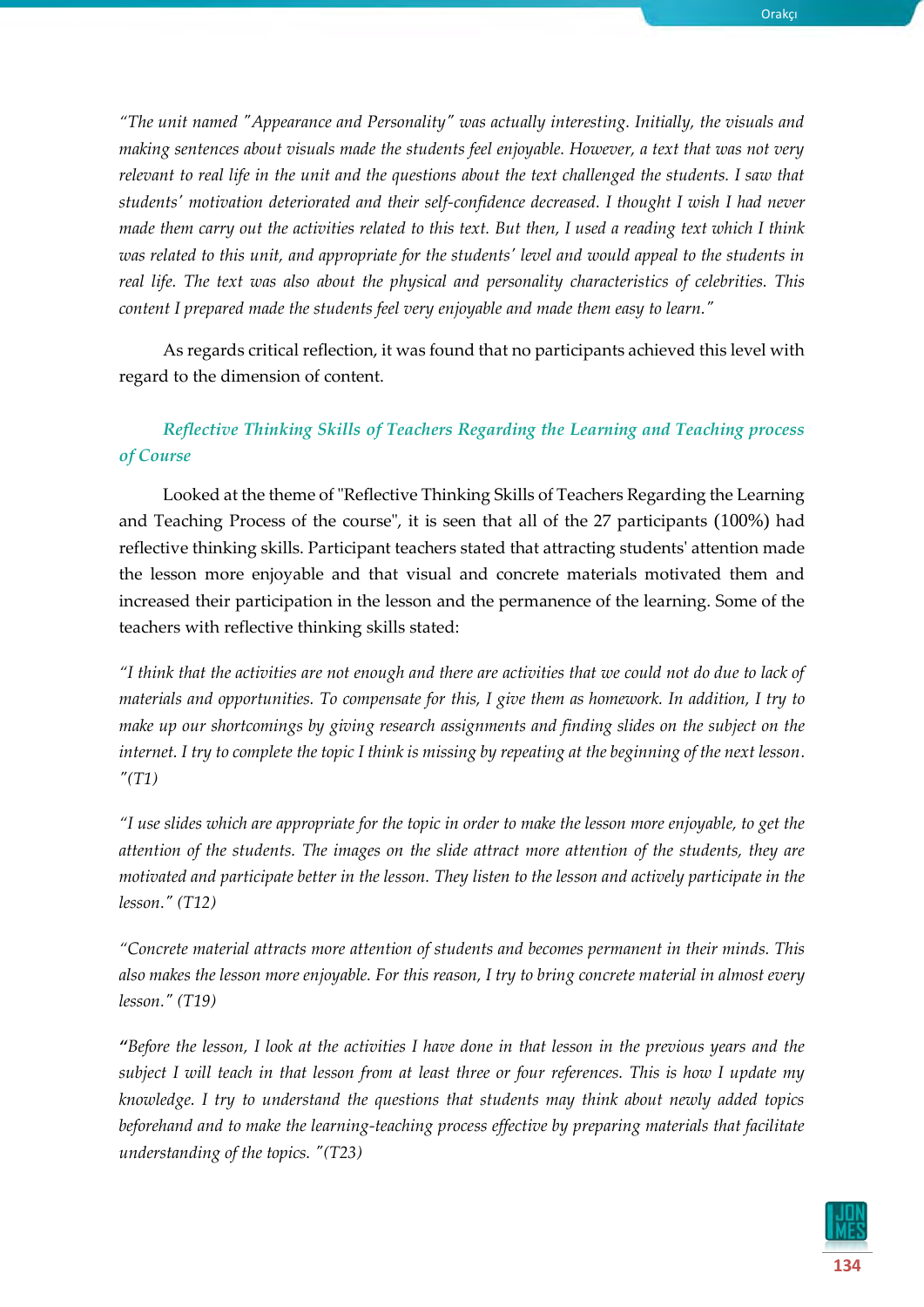*"The unit named "Appearance and Personality" was actually interesting. Initially, the visuals and making sentences about visuals made the students feel enjoyable. However, a text that was not very relevant to real life in the unit and the questions about the text challenged the students. I saw that students' motivation deteriorated and their self-confidence decreased. I thought I wish I had never made them carry out the activities related to this text. But then, I used a reading text which I think was related to this unit, and appropriate for the students' level and would appeal to the students in real life. The text was also about the physical and personality characteristics of celebrities. This content I prepared made the students feel very enjoyable and made them easy to learn."*

As regards critical reflection, it was found that no participants achieved this level with regard to the dimension of content.

### *Reflective Thinking Skills of Teachers Regarding the Learning and Teaching process of Course*

Looked at the theme of "Reflective Thinking Skills of Teachers Regarding the Learning and Teaching Process of the course", it is seen that all of the 27 participants (100%) had reflective thinking skills. Participant teachers stated that attracting students' attention made the lesson more enjoyable and that visual and concrete materials motivated them and increased their participation in the lesson and the permanence of the learning. Some of the teachers with reflective thinking skills stated:

*"I think that the activities are not enough and there are activities that we could not do due to lack of materials and opportunities. To compensate for this, I give them as homework. In addition, I try to make up our shortcomings by giving research assignments and finding slides on the subject on the internet. I try to complete the topic I think is missing by repeating at the beginning of the next lesson. "(T1)*

*"I use slides which are appropriate for the topic in order to make the lesson more enjoyable, to get the attention of the students. The images on the slide attract more attention of the students, they are motivated and participate better in the lesson. They listen to the lesson and actively participate in the lesson." (T12)*

*"Concrete material attracts more attention of students and becomes permanent in their minds. This also makes the lesson more enjoyable. For this reason, I try to bring concrete material in almost every lesson." (T19)*

*"Before the lesson, I look at the activities I have done in that lesson in the previous years and the subject I will teach in that lesson from at least three or four references. This is how I update my knowledge. I try to understand the questions that students may think about newly added topics beforehand and to make the learning-teaching process effective by preparing materials that facilitate understanding of the topics. "(T23)*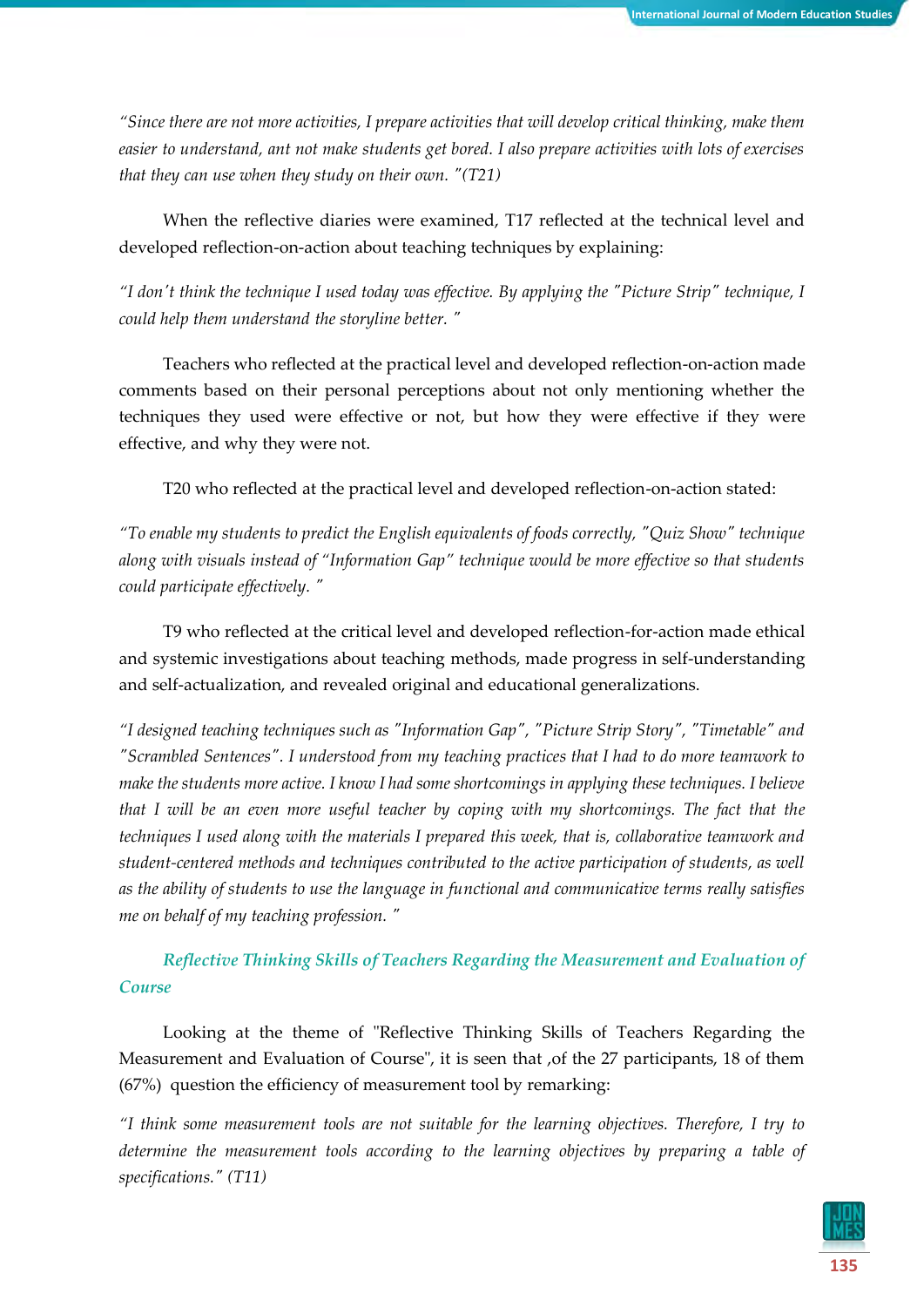*"Since there are not more activities, I prepare activities that will develop critical thinking, make them easier to understand, ant not make students get bored. I also prepare activities with lots of exercises that they can use when they study on their own. "(T21)*

When the reflective diaries were examined, T17 reflected at the technical level and developed reflection-on-action about teaching techniques by explaining:

*"I don't think the technique I used today was effective. By applying the "Picture Strip" technique, I could help them understand the storyline better. "*

Teachers who reflected at the practical level and developed reflection-on-action made comments based on their personal perceptions about not only mentioning whether the techniques they used were effective or not, but how they were effective if they were effective, and why they were not.

T20 who reflected at the practical level and developed reflection-on-action stated:

*"To enable my students to predict the English equivalents of foods correctly, "Quiz Show" technique along with visuals instead of "Information Gap" technique would be more effective so that students could participate effectively. "*

T9 who reflected at the critical level and developed reflection-for-action made ethical and systemic investigations about teaching methods, made progress in self-understanding and self-actualization, and revealed original and educational generalizations.

*"I designed teaching techniques such as "Information Gap", "Picture Strip Story", "Timetable" and "Scrambled Sentences". I understood from my teaching practices that I had to do more teamwork to make the students more active. I know I had some shortcomings in applying these techniques. I believe that I will be an even more useful teacher by coping with my shortcomings. The fact that the techniques I used along with the materials I prepared this week, that is, collaborative teamwork and student-centered methods and techniques contributed to the active participation of students, as well as the ability of students to use the language in functional and communicative terms really satisfies me on behalf of my teaching profession. "*

### *Reflective Thinking Skills of Teachers Regarding the Measurement and Evaluation of Course*

Looking at the theme of "Reflective Thinking Skills of Teachers Regarding the Measurement and Evaluation of Course", it is seen that ,of the 27 participants, 18 of them (67%) question the efficiency of measurement tool by remarking:

*"I think some measurement tools are not suitable for the learning objectives. Therefore, I try to determine the measurement tools according to the learning objectives by preparing a table of specifications." (T11)*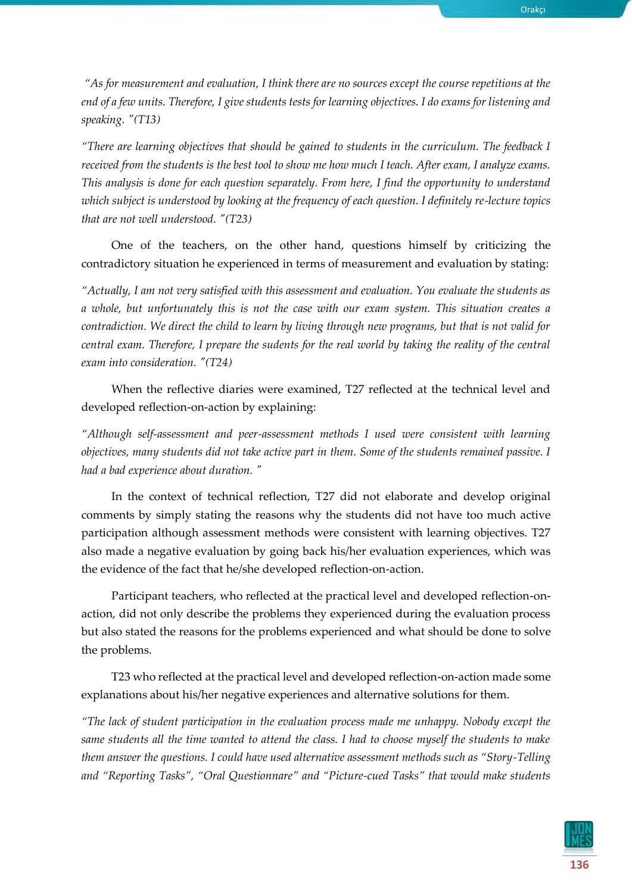*"As for measurement and evaluation, I think there are no sources except the course repetitions at the end of a few units. Therefore, I give students tests for learning objectives. I do exams for listening and speaking. "(T13)*

*"There are learning objectives that should be gained to students in the curriculum. The feedback I received from the students is the best tool to show me how much I teach. After exam, I analyze exams. This analysis is done for each question separately. From here, I find the opportunity to understand which subject is understood by looking at the frequency of each question. I definitely re-lecture topics that are not well understood. "(T23)*

One of the teachers, on the other hand, questions himself by criticizing the contradictory situation he experienced in terms of measurement and evaluation by stating:

*"Actually, I am not very satisfied with this assessment and evaluation. You evaluate the students as a whole, but unfortunately this is not the case with our exam system. This situation creates a contradiction. We direct the child to learn by living through new programs, but that is not valid for central exam. Therefore, I prepare the sudents for the real world by taking the reality of the central exam into consideration. "(T24)*

When the reflective diaries were examined, T27 reflected at the technical level and developed reflection-on-action by explaining:

*"Although self-assessment and peer-assessment methods I used were consistent with learning objectives, many students did not take active part in them. Some of the students remained passive. I had a bad experience about duration. "*

In the context of technical reflection, T27 did not elaborate and develop original comments by simply stating the reasons why the students did not have too much active participation although assessment methods were consistent with learning objectives. T27 also made a negative evaluation by going back his/her evaluation experiences, which was the evidence of the fact that he/she developed reflection-on-action.

Participant teachers, who reflected at the practical level and developed reflection-on-action, did not only describe the problems they experienced during the evaluation process but also stated the reasons for the problems experienced and what should be done to solve the problems.

T23 who reflected at the practical level and developed reflection-on-action made some explanations about his/her negative experiences and alternative solutions for them.

*"The lack of student participation in the evaluation process made me unhappy. Nobody except the same students all the time wanted to attend the class. I had to choose myself the students to make them answer the questions. I could have used alternative assessment methods such as "Story-Telling and "Reporting Tasks", "Oral Questionnare" and "Picture-cued Tasks" that would make students*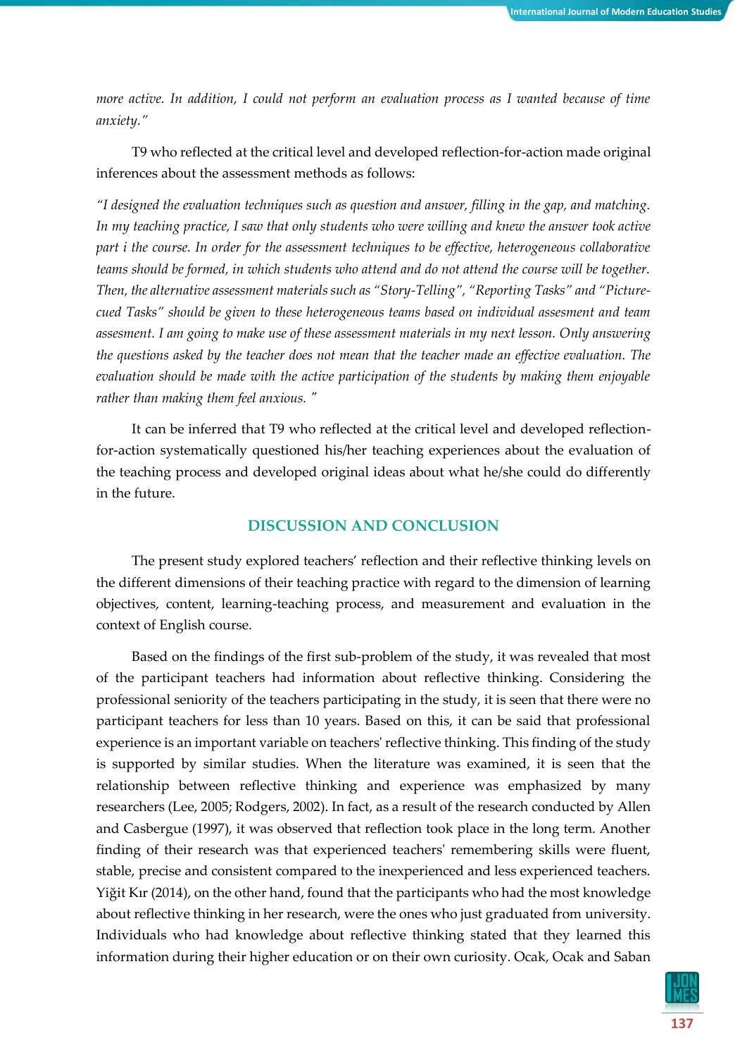*more active. In addition, I could not perform an evaluation process as I wanted because of time anxiety."*

T9 who reflected at the critical level and developed reflection-for-action made original inferences about the assessment methods as follows:

*"I designed the evaluation techniques such as question and answer, filling in the gap, and matching. In my teaching practice, I saw that only students who were willing and knew the answer took active part i the course. In order for the assessment techniques to be effective, heterogeneous collaborative teams should be formed, in which students who attend and do not attend the course will be together. Then, the alternative assessment materials such as "Story-Telling", "Reporting Tasks" and "Picture-cued Tasks" should be given to these heterogeneous teams based on individual assesment and team assesment. I am going to make use of these assessment materials in my next lesson. Only answering the questions asked by the teacher does not mean that the teacher made an effective evaluation. The evaluation should be made with the active participation of the students by making them enjoyable rather than making them feel anxious. "*

It can be inferred that T9 who reflected at the critical level and developed reflection-for-action systematically questioned his/her teaching experiences about the evaluation of the teaching process and developed original ideas about what he/she could do differently in the future.

## DISCUSSION AND CONCLUSION

The present study explored teachers' reflection and their reflective thinking levels on the different dimensions of their teaching practice with regard to the dimension of learning objectives, content, learning-teaching process, and measurement and evaluation in the context of English course.

Based on the findings of the first sub-problem of the study, it was revealed that most of the participant teachers had information about reflective thinking. Considering the professional seniority of the teachers participating in the study, it is seen that there were no participant teachers for less than 10 years. Based on this, it can be said that professional experience is an important variable on teachers' reflective thinking. This finding of the study is supported by similar studies. When the literature was examined, it is seen that the relationship between reflective thinking and experience was emphasized by many researchers (Lee, 2005; Rodgers, 2002). In fact, as a result of the research conducted by Allen and Casbergue (1997), it was observed that reflection took place in the long term. Another finding of their research was that experienced teachers' remembering skills were fluent, stable, precise and consistent compared to the inexperienced and less experienced teachers. Yiğit Kır (2014), on the other hand, found that the participants who had the most knowledge about reflective thinking in her research, were the ones who just graduated from university. Individuals who had knowledge about reflective thinking stated that they learned this information during their higher education or on their own curiosity. Ocak, Ocak and Saban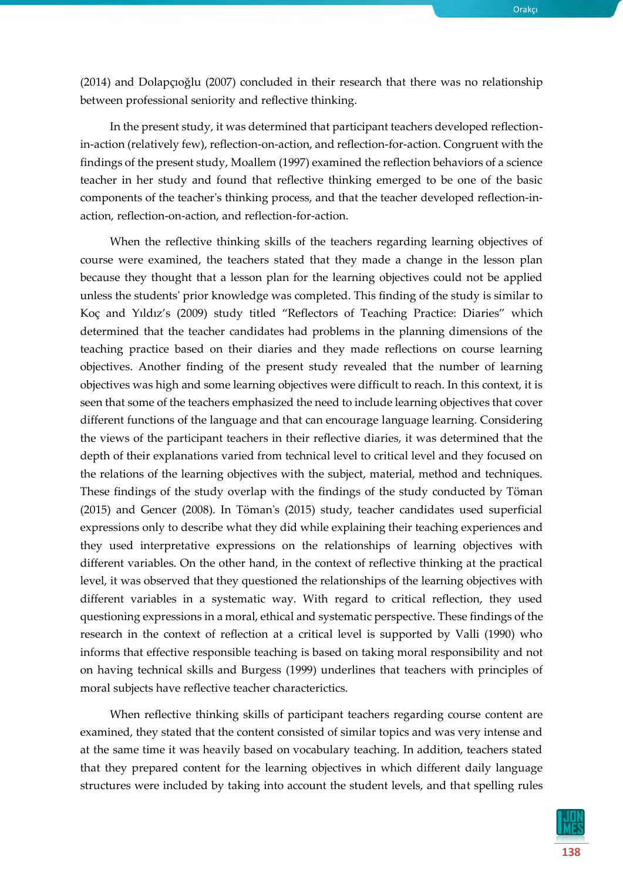(2014) and Dolapçıoğlu (2007) concluded in their research that there was no relationship between professional seniority and reflective thinking.

In the present study, it was determined that participant teachers developed reflection-in-action (relatively few), reflection-on-action, and reflection-for-action. Congruent with the findings of the present study, Moallem (1997) examined the reflection behaviors of a science teacher in her study and found that reflective thinking emerged to be one of the basic components of the teacher's thinking process, and that the teacher developed reflection-in-action, reflection-on-action, and reflection-for-action.

When the reflective thinking skills of the teachers regarding learning objectives of course were examined, the teachers stated that they made a change in the lesson plan because they thought that a lesson plan for the learning objectives could not be applied unless the students' prior knowledge was completed. This finding of the study is similar to Koç and Yıldız's (2009) study titled "Reflectors of Teaching Practice: Diaries" which determined that the teacher candidates had problems in the planning dimensions of the teaching practice based on their diaries and they made reflections on course learning objectives. Another finding of the present study revealed that the number of learning objectives was high and some learning objectives were difficult to reach. In this context, it is seen that some of the teachers emphasized the need to include learning objectives that cover different functions of the language and that can encourage language learning. Considering the views of the participant teachers in their reflective diaries, it was determined that the depth of their explanations varied from technical level to critical level and they focused on the relations of the learning objectives with the subject, material, method and techniques. These findings of the study overlap with the findings of the study conducted by Töman (2015) and Gencer (2008). In Töman's (2015) study, teacher candidates used superficial expressions only to describe what they did while explaining their teaching experiences and they used interpretative expressions on the relationships of learning objectives with different variables. On the other hand, in the context of reflective thinking at the practical level, it was observed that they questioned the relationships of the learning objectives with different variables in a systematic way. With regard to critical reflection, they used questioning expressions in a moral, ethical and systematic perspective. These findings of the research in the context of reflection at a critical level is supported by Valli (1990) who informs that effective responsible teaching is based on taking moral responsibility and not on having technical skills and Burgess (1999) underlines that teachers with principles of moral subjects have reflective teacher characterictics.

When reflective thinking skills of participant teachers regarding course content are examined, they stated that the content consisted of similar topics and was very intense and at the same time it was heavily based on vocabulary teaching. In addition, teachers stated that they prepared content for the learning objectives in which different daily language structures were included by taking into account the student levels, and that spelling rules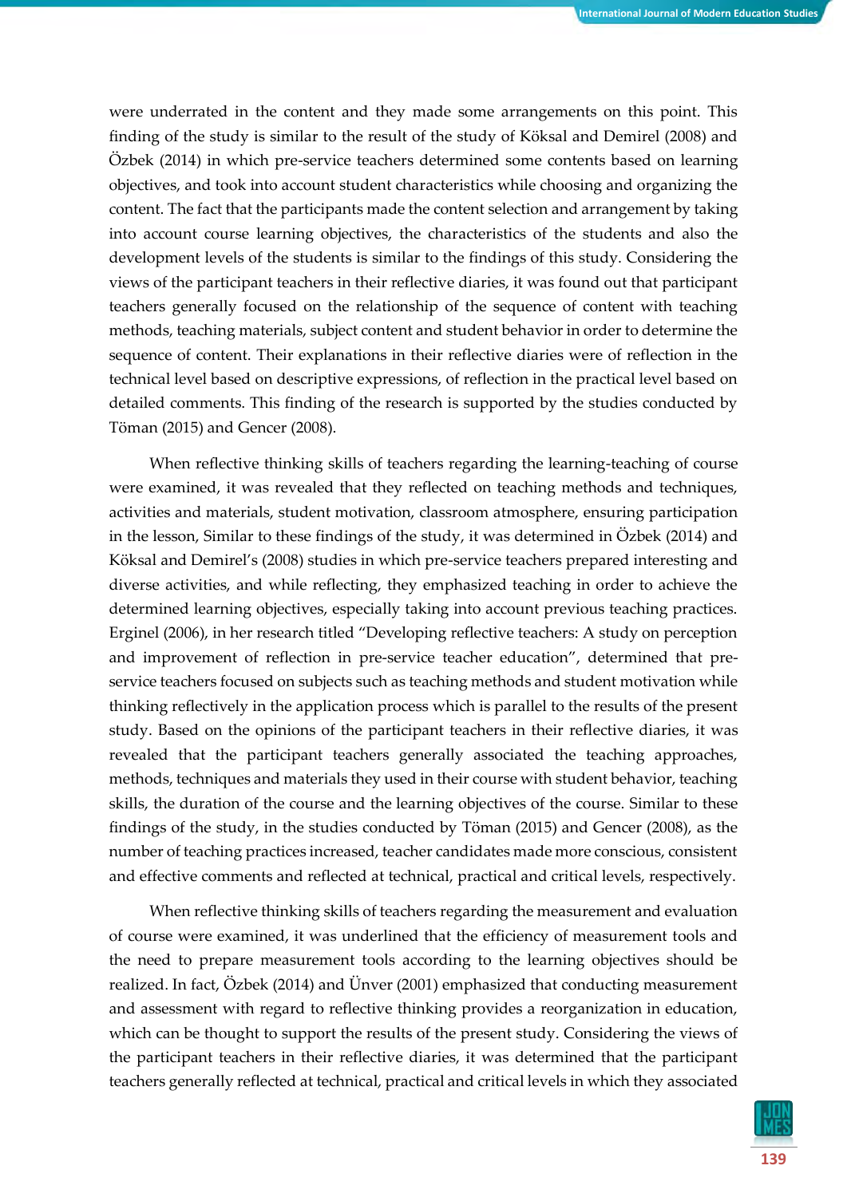were underrated in the content and they made some arrangements on this point. This finding of the study is similar to the result of the study of Köksal and Demirel (2008) and Özbek (2014) in which pre-service teachers determined some contents based on learning objectives, and took into account student characteristics while choosing and organizing the content. The fact that the participants made the content selection and arrangement by taking into account course learning objectives, the characteristics of the students and also the development levels of the students is similar to the findings of this study. Considering the views of the participant teachers in their reflective diaries, it was found out that participant teachers generally focused on the relationship of the sequence of content with teaching methods, teaching materials, subject content and student behavior in order to determine the sequence of content. Their explanations in their reflective diaries were of reflection in the technical level based on descriptive expressions, of reflection in the practical level based on detailed comments. This finding of the research is supported by the studies conducted by Töman (2015) and Gencer (2008).

When reflective thinking skills of teachers regarding the learning-teaching of course were examined, it was revealed that they reflected on teaching methods and techniques, activities and materials, student motivation, classroom atmosphere, ensuring participation in the lesson, Similar to these findings of the study, it was determined in Özbek (2014) and Köksal and Demirel's (2008) studies in which pre-service teachers prepared interesting and diverse activities, and while reflecting, they emphasized teaching in order to achieve the determined learning objectives, especially taking into account previous teaching practices. Erginel (2006), in her research titled "Developing reflective teachers: A study on perception and improvement of reflection in pre-service teacher education", determined that pre-service teachers focused on subjects such as teaching methods and student motivation while thinking reflectively in the application process which is parallel to the results of the present study. Based on the opinions of the participant teachers in their reflective diaries, it was revealed that the participant teachers generally associated the teaching approaches, methods, techniques and materials they used in their course with student behavior, teaching skills, the duration of the course and the learning objectives of the course. Similar to these findings of the study, in the studies conducted by Töman (2015) and Gencer (2008), as the number of teaching practices increased, teacher candidates made more conscious, consistent and effective comments and reflected at technical, practical and critical levels, respectively.

When reflective thinking skills of teachers regarding the measurement and evaluation of course were examined, it was underlined that the efficiency of measurement tools and the need to prepare measurement tools according to the learning objectives should be realized. In fact, Özbek (2014) and Ünver (2001) emphasized that conducting measurement and assessment with regard to reflective thinking provides a reorganization in education, which can be thought to support the results of the present study. Considering the views of the participant teachers in their reflective diaries, it was determined that the participant teachers generally reflected at technical, practical and critical levels in which they associated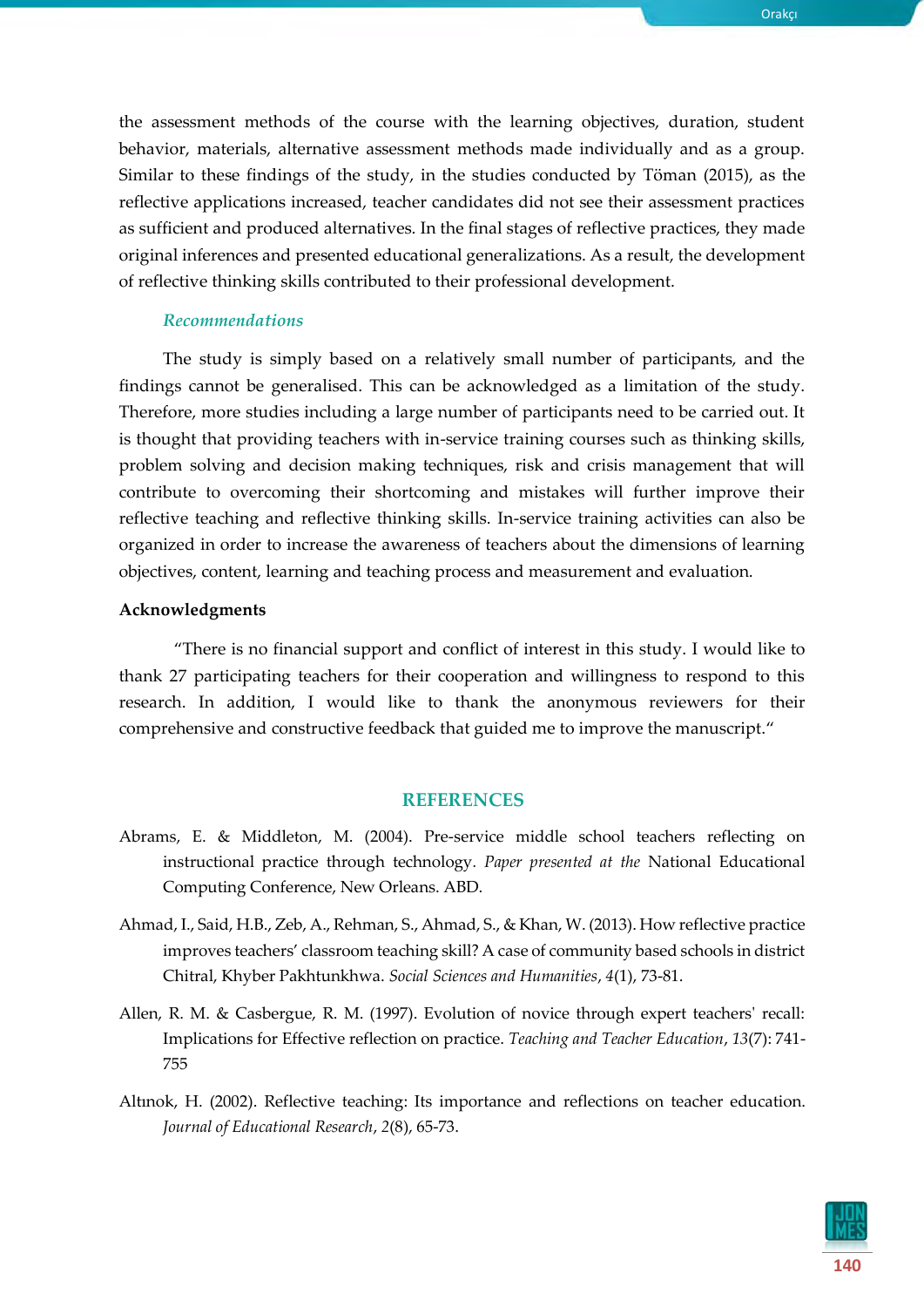the assessment methods of the course with the learning objectives, duration, student behavior, materials, alternative assessment methods made individually and as a group. Similar to these findings of the study, in the studies conducted by Töman (2015), as the reflective applications increased, teacher candidates did not see their assessment practices as sufficient and produced alternatives. In the final stages of reflective practices, they made original inferences and presented educational generalizations. As a result, the development of reflective thinking skills contributed to their professional development.

### *Recommendations*

The study is simply based on a relatively small number of participants, and the findings cannot be generalised. This can be acknowledged as a limitation of the study. Therefore, more studies including a large number of participants need to be carried out. It is thought that providing teachers with in-service training courses such as thinking skills, problem solving and decision making techniques, risk and crisis management that will contribute to overcoming their shortcoming and mistakes will further improve their reflective teaching and reflective thinking skills. In-service training activities can also be organized in order to increase the awareness of teachers about the dimensions of learning objectives, content, learning and teaching process and measurement and evaluation.

### Acknowledgments

"There is no financial support and conflict of interest in this study. I would like to thank 27 participating teachers for their cooperation and willingness to respond to this research. In addition, I would like to thank the anonymous reviewers for their comprehensive and constructive feedback that guided me to improve the manuscript."

## REFERENCES

Abrams, E. & Middleton, M. (2004). Pre-service middle school teachers reflecting on instructional practice through technology. *Paper presented at the* National Educational Computing Conference, New Orleans. ABD.

Ahmad, I., Said, H.B., Zeb, A., Rehman, S., Ahmad, S., & Khan, W. (2013). How reflective practice improves teachers' classroom teaching skill? A case of community based schools in district Chitral, Khyber Pakhtunkhwa. *Social Sciences and Humanities*, *4*(1), 73-81.

Allen, R. M. & Casbergue, R. M. (1997). Evolution of novice through expert teachers' recall: Implications for Effective reflection on practice. *Teaching and Teacher Education*, *13*(7): 741-755

Altınok, H. (2002). Reflective teaching: Its importance and reflections on teacher education. *Journal of Educational Research*, *2*(8), 65-73.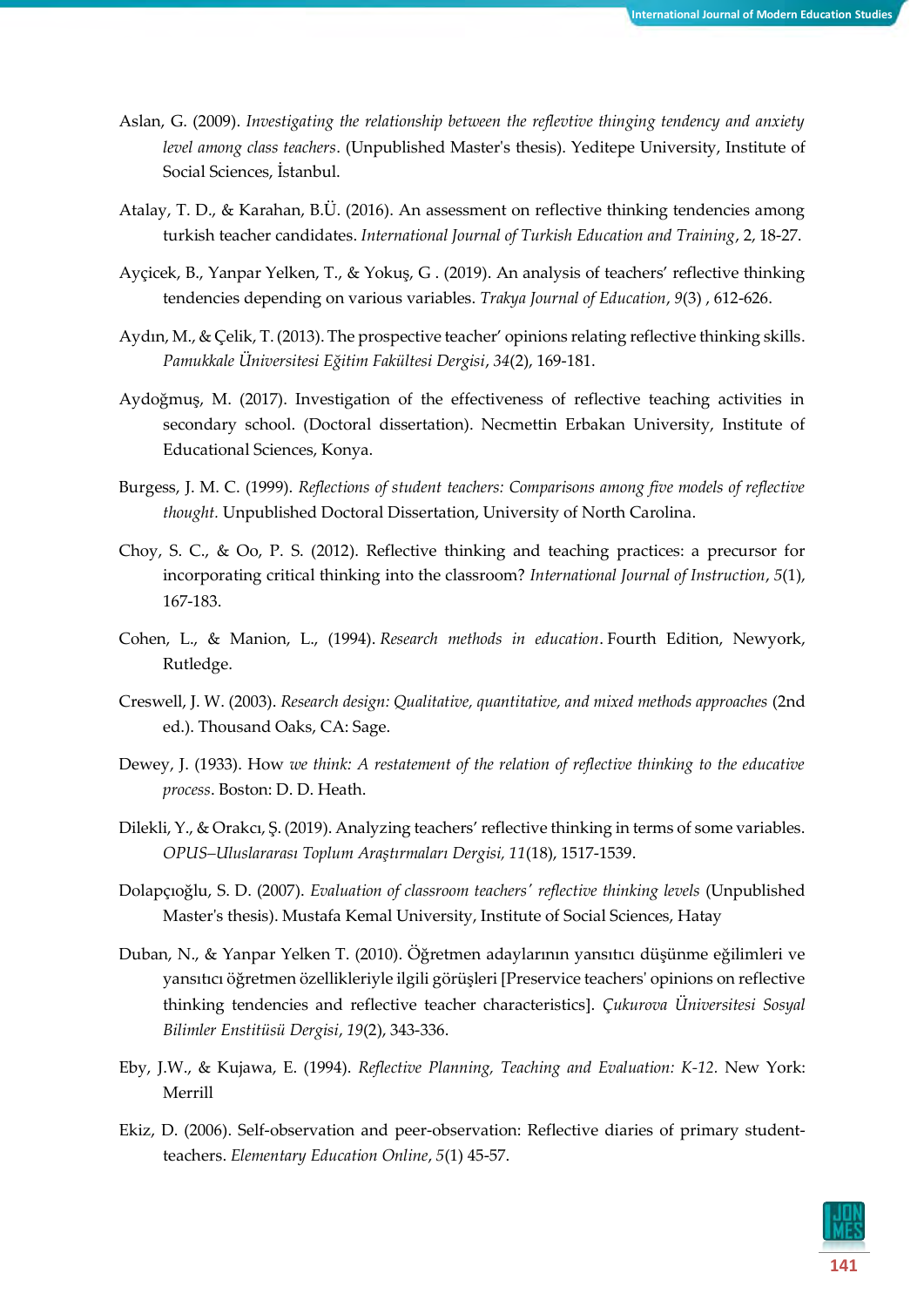Aslan, G. (2009). *Investigating the relationship between the reflevtive thinging tendency and anxiety level among class teachers*. (Unpublished Master's thesis). Yeditepe University, Institute of Social Sciences, İstanbul.

Atalay, T. D., & Karahan, B.Ü. (2016). An assessment on reflective thinking tendencies among turkish teacher candidates. *International Journal of Turkish Education and Training*, 2, 18-27.

Ayçicek, B., Yanpar Yelken, T., & Yokuş, G . (2019). An analysis of teachers' reflective thinking tendencies depending on various variables. *Trakya Journal of Education*, *9*(3) , 612-626.

Aydın, M., & Çelik, T. (2013). The prospective teacher' opinions relating reflective thinking skills. *Pamukkale Üniversitesi Eğitim Fakültesi Dergisi*, *34*(2), 169-181.

Aydoğmuş, M. (2017). Investigation of the effectiveness of reflective teaching activities in secondary school. (Doctoral dissertation). Necmettin Erbakan University, Institute of Educational Sciences, Konya.

Burgess, J. M. C. (1999). *Reflections of student teachers: Comparisons among five models of reflective thought.* Unpublished Doctoral Dissertation, University of North Carolina.

Choy, S. C., & Oo, P. S. (2012). Reflective thinking and teaching practices: a precursor for incorporating critical thinking into the classroom? *International Journal of Instruction*, *5*(1), 167-183.

Cohen, L., & Manion, L., (1994). *Research methods in education*. Fourth Edition, Newyork, Rutledge.

Creswell, J. W. (2003). *Research design: Qualitative, quantitative, and mixed methods approaches* (2nd ed.). Thousand Oaks, CA: Sage.

Dewey, J. (1933). How *we think: A restatement of the relation of reflective thinking to the educative process*. Boston: D. D. Heath.

Dilekli, Y., & Orakcı, Ş. (2019). Analyzing teachers' reflective thinking in terms of some variables. *OPUS–Uluslararası Toplum Araştırmaları Dergisi, 11*(18), 1517-1539.

Dolapçıoğlu, S. D. (2007). *Evaluation of classroom teachers' reflective thinking levels* (Unpublished Master's thesis). Mustafa Kemal University, Institute of Social Sciences, Hatay

Duban, N., & Yanpar Yelken T. (2010). Öğretmen adaylarının yansıtıcı düşünme eğilimleri ve yansıtıcı öğretmen özellikleriyle ilgili görüşleri [Preservice teachers' opinions on reflective thinking tendencies and reflective teacher characteristics]. *Çukurova Üniversitesi Sosyal Bilimler Enstitüsü Dergisi*, *19*(2), 343-336.

Eby, J.W., & Kujawa, E. (1994). *Reflective Planning, Teaching and Evaluation: K-12*. New York: Merrill

Ekiz, D. (2006). Self-observation and peer-observation: Reflective diaries of primary student-teachers. *Elementary Education Online*, *5*(1) 45-57.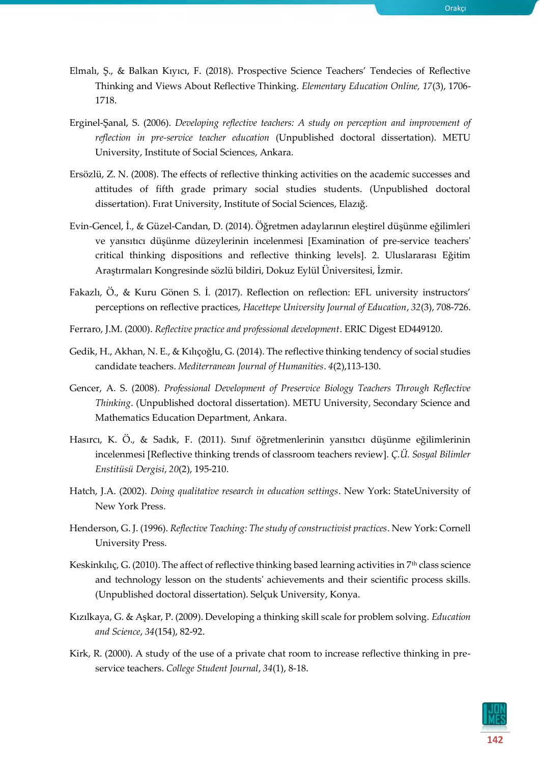Elmalı, Ş., & Balkan Kıyıcı, F. (2018). Prospective Science Teachers' Tendecies of Reflective Thinking and Views About Reflective Thinking. *Elementary Education Online, 17*(3), 1706-1718.

Erginel-Şanal, S. (2006). *Developing reflective teachers: A study on perception and improvement of reflection in pre-service teacher education* (Unpublished doctoral dissertation). METU University, Institute of Social Sciences, Ankara.

Ersözlü, Z. N. (2008). The effects of reflective thinking activities on the academic successes and attitudes of fifth grade primary social studies students. (Unpublished doctoral dissertation). Fırat University, Institute of Social Sciences, Elazığ.

Evin-Gencel, İ., & Güzel-Candan, D. (2014). Öğretmen adaylarının eleştirel düşünme eğilimleri ve yansıtıcı düşünme düzeylerinin incelenmesi [Examination of pre-service teachers' critical thinking dispositions and reflective thinking levels]. 2. Uluslararası Eğitim Araştırmaları Kongresinde sözlü bildiri, Dokuz Eylül Üniversitesi, İzmir.

Fakazlı, Ö., & Kuru Gönen S. İ. (2017). Reflection on reflection: EFL university instructors' perceptions on reflective practices, *Hacettepe University Journal of Education*, *32*(3), 708-726.

Ferraro, J.M. (2000). *Reflective practice and professional development*. ERIC Digest ED449120.

Gedik, H., Akhan, N. E., & Kılıçoğlu, G. (2014). The reflective thinking tendency of social studies candidate teachers. *Mediterranean Journal of Humanities*. *4*(2),113-130.

Gencer, A. S. (2008). *Professional Development of Preservice Biology Teachers Through Reflective Thinking*. (Unpublished doctoral dissertation). METU University, Secondary Science and Mathematics Education Department, Ankara.

Hasırcı, K. Ö., & Sadık, F. (2011). Sınıf öğretmenlerinin yansıtıcı düşünme eğilimlerinin incelenmesi [Reflective thinking trends of classroom teachers review]. *Ç.Ü. Sosyal Bilimler Enstitüsü Dergisi*, *20*(2), 195-210.

Hatch, J.A. (2002). *Doing qualitative research in education settings*. New York: StateUniversity of New York Press.

Henderson, G. J. (1996). *Reflective Teaching: The study of constructivist practices*. New York: Cornell University Press.

Keskinkılıç, G. (2010). The affect of reflective thinking based learning activities in 7th class science and technology lesson on the students' achievements and their scientific process skills. (Unpublished doctoral dissertation). Selçuk University, Konya.

Kızılkaya, G. & Aşkar, P. (2009). Developing a thinking skill scale for problem solving. *Education and Science*, *34*(154), 82-92.

Kirk, R. (2000). A study of the use of a private chat room to increase reflective thinking in pre-service teachers. *College Student Journal*, *34*(1), 8-18.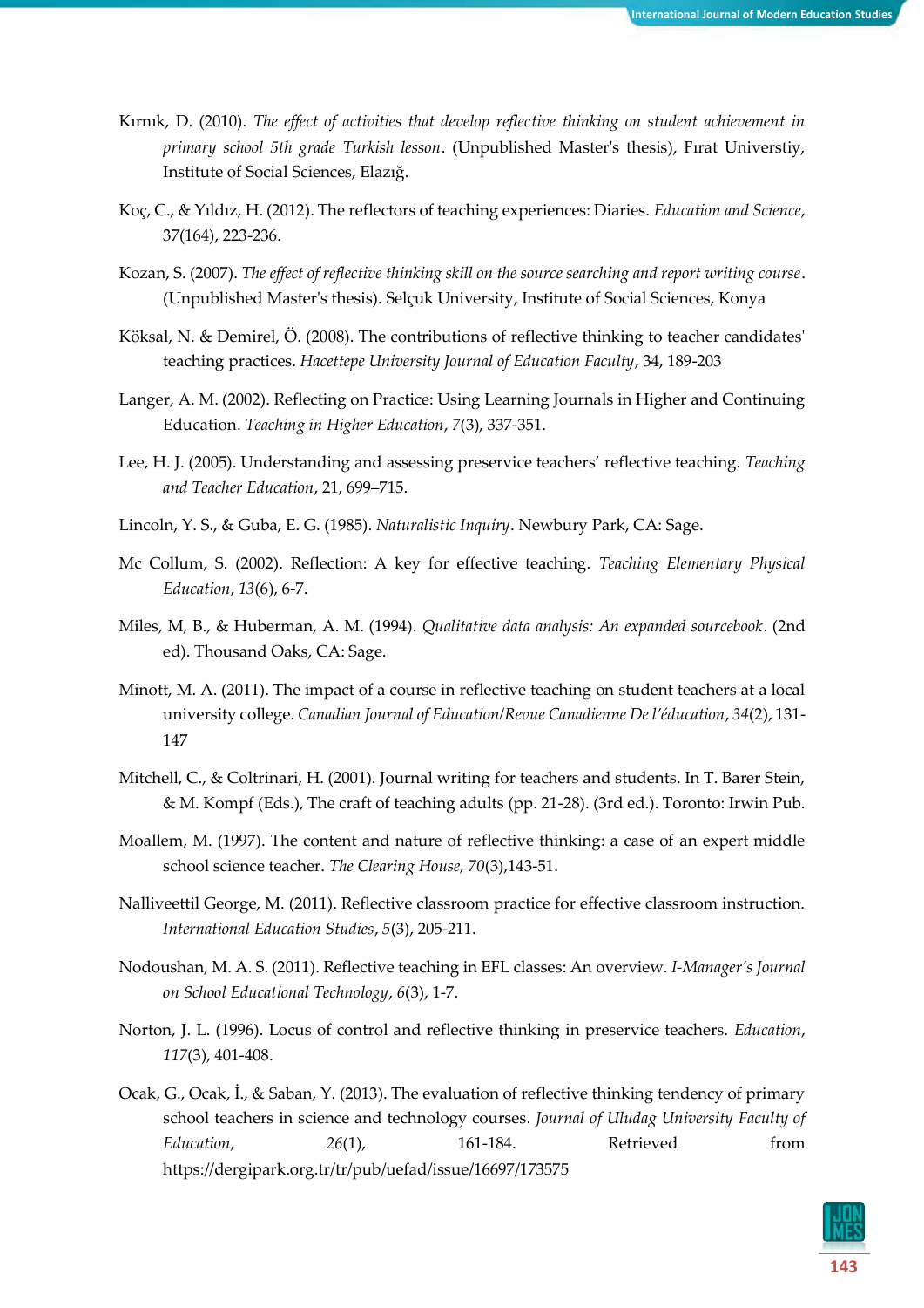Kırnık, D. (2010). *The effect of activities that develop reflective thinking on student achievement in primary school 5th grade Turkish lesson*. (Unpublished Master's thesis), Fırat Universtiy, Institute of Social Sciences, Elazığ.

Koç, C., & Yıldız, H. (2012). The reflectors of teaching experiences: Diaries. *Education and Science*, 37(164), 223-236.

Kozan, S. (2007). *The effect of reflective thinking skill on the source searching and report writing course*. (Unpublished Master's thesis). Selçuk University, Institute of Social Sciences, Konya

Köksal, N. & Demirel, Ö. (2008). The contributions of reflective thinking to teacher candidates' teaching practices. *Hacettepe University Journal of Education Faculty*, 34, 189-203

Langer, A. M. (2002). Reflecting on Practice: Using Learning Journals in Higher and Continuing Education. *Teaching in Higher Education*, *7*(3), 337-351.

Lee, H. J. (2005). Understanding and assessing preservice teachers' reflective teaching. *Teaching and Teacher Education*, 21, 699–715.

Lincoln, Y. S., & Guba, E. G. (1985). *Naturalistic Inquiry*. Newbury Park, CA: Sage.

Mc Collum, S. (2002). Reflection: A key for effective teaching. *Teaching Elementary Physical Education*, *13*(6), 6-7.

Miles, M, B., & Huberman, A. M. (1994). *Qualitative data analysis: An expanded sourcebook*. (2nd ed). Thousand Oaks, CA: Sage.

Minott, M. A. (2011). The impact of a course in reflective teaching on student teachers at a local university college. *Canadian Journal of Education/Revue Canadienne De l'éducation*, *34*(2), 131-147

Mitchell, C., & Coltrinari, H. (2001). Journal writing for teachers and students. In T. Barer Stein, & M. Kompf (Eds.), The craft of teaching adults (pp. 21-28). (3rd ed.). Toronto: Irwin Pub.

Moallem, M. (1997). The content and nature of reflective thinking: a case of an expert middle school science teacher. *The Clearing House, 70*(3),143-51.

Nalliveettil George, M. (2011). Reflective classroom practice for effective classroom instruction. *International Education Studies*, *5*(3), 205-211.

Nodoushan, M. A. S. (2011). Reflective teaching in EFL classes: An overview. *I-Manager's Journal on School Educational Technology*, *6*(3), 1-7.

Norton, J. L. (1996). Locus of control and reflective thinking in preservice teachers. *Education*, *117*(3), 401-408.

Ocak, G., Ocak, İ., & Saban, Y. (2013). The evaluation of reflective thinking tendency of primary school teachers in science and technology courses. *Journal of Uludag University Faculty of Education*, *26*(1), 161-184. Retrieved from https://dergipark.org.tr/tr/pub/uefad/issue/16697/173575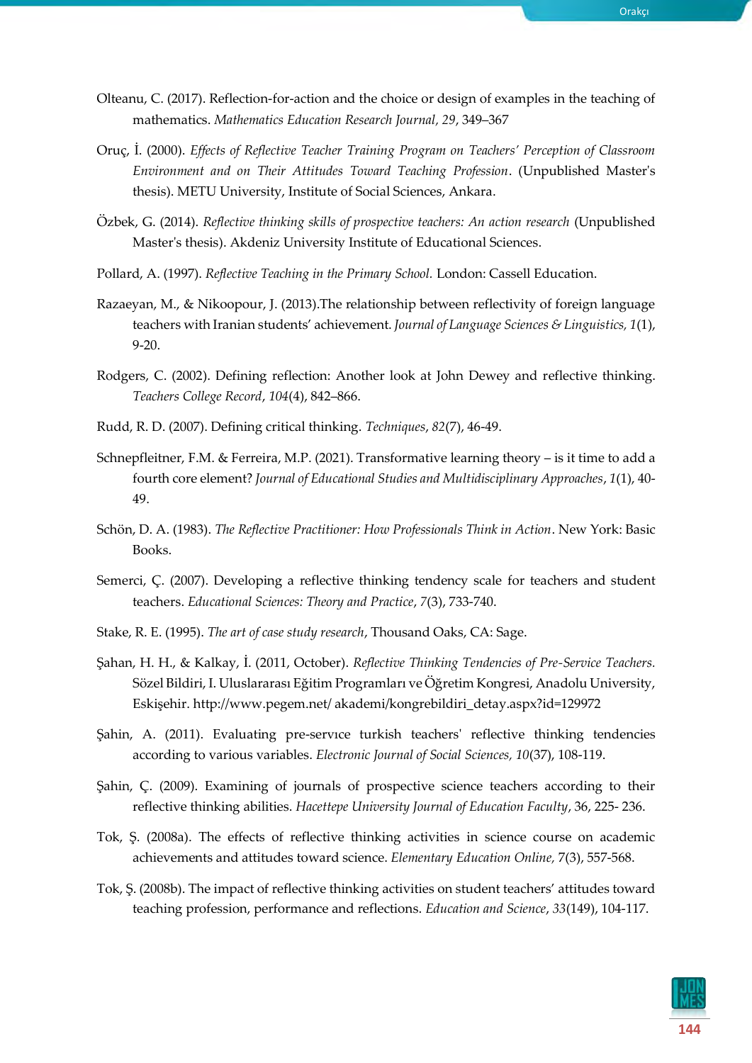Olteanu, C. (2017). Reflection-for-action and the choice or design of examples in the teaching of mathematics. *Mathematics Education Research Journal, 29*, 349–367

Oruç, İ. (2000). *Effects of Reflective Teacher Training Program on Teachers' Perception of Classroom Environment and on Their Attitudes Toward Teaching Profession*. (Unpublished Master's thesis). METU University, Institute of Social Sciences, Ankara.

Özbek, G. (2014). *Reflective thinking skills of prospective teachers: An action research* (Unpublished Master's thesis). Akdeniz University Institute of Educational Sciences.

Pollard, A. (1997). *Reflective Teaching in the Primary School.* London: Cassell Education.

Razaeyan, M., & Nikoopour, J. (2013).The relationship between reflectivity of foreign language teachers with Iranian students' achievement. *Journal of Language Sciences & Linguistics, 1*(1), 9-20.

Rodgers, C. (2002). Defining reflection: Another look at John Dewey and reflective thinking. *Teachers College Record*, *104*(4), 842–866.

Rudd, R. D. (2007). Defining critical thinking. *Techniques*, *82*(7), 46-49.

Schnepfleitner, F.M. & Ferreira, M.P. (2021). Transformative learning theory – is it time to add a fourth core element? *Journal of Educational Studies and Multidisciplinary Approaches*, *1*(1), 40-49.

Schön, D. A. (1983). *The Reflective Practitioner: How Professionals Think in Action*. New York: Basic Books.

Semerci, Ç. (2007). Developing a reflective thinking tendency scale for teachers and student teachers. *Educational Sciences: Theory and Practice*, *7*(3), 733-740.

Stake, R. E. (1995). *The art of case study research*, Thousand Oaks, CA: Sage.

Şahan, H. H., & Kalkay, İ. (2011, October). *Reflective Thinking Tendencies of Pre-Service Teachers.* Sözel Bildiri, I. Uluslararası Eğitim Programları ve Öğretim Kongresi, Anadolu University, Eskişehir. http://www.pegem.net/ akademi/kongrebildiri_detay.aspx?id=129972

Şahin, A. (2011). Evaluating pre-servıce turkish teachers' reflective thinking tendencies according to various variables. *Electronic Journal of Social Sciences, 10*(37), 108-119.

Şahin, Ç. (2009). Examining of journals of prospective science teachers according to their reflective thinking abilities. *Hacettepe University Journal of Education Faculty*, 36, 225- 236.

Tok, Ş. (2008a). The effects of reflective thinking activities in science course on academic achievements and attitudes toward science. *Elementary Education Online,* 7(3), 557-568.

Tok, Ş. (2008b). The impact of reflective thinking activities on student teachers' attitudes toward teaching profession, performance and reflections. *Education and Science*, *33*(149), 104-117.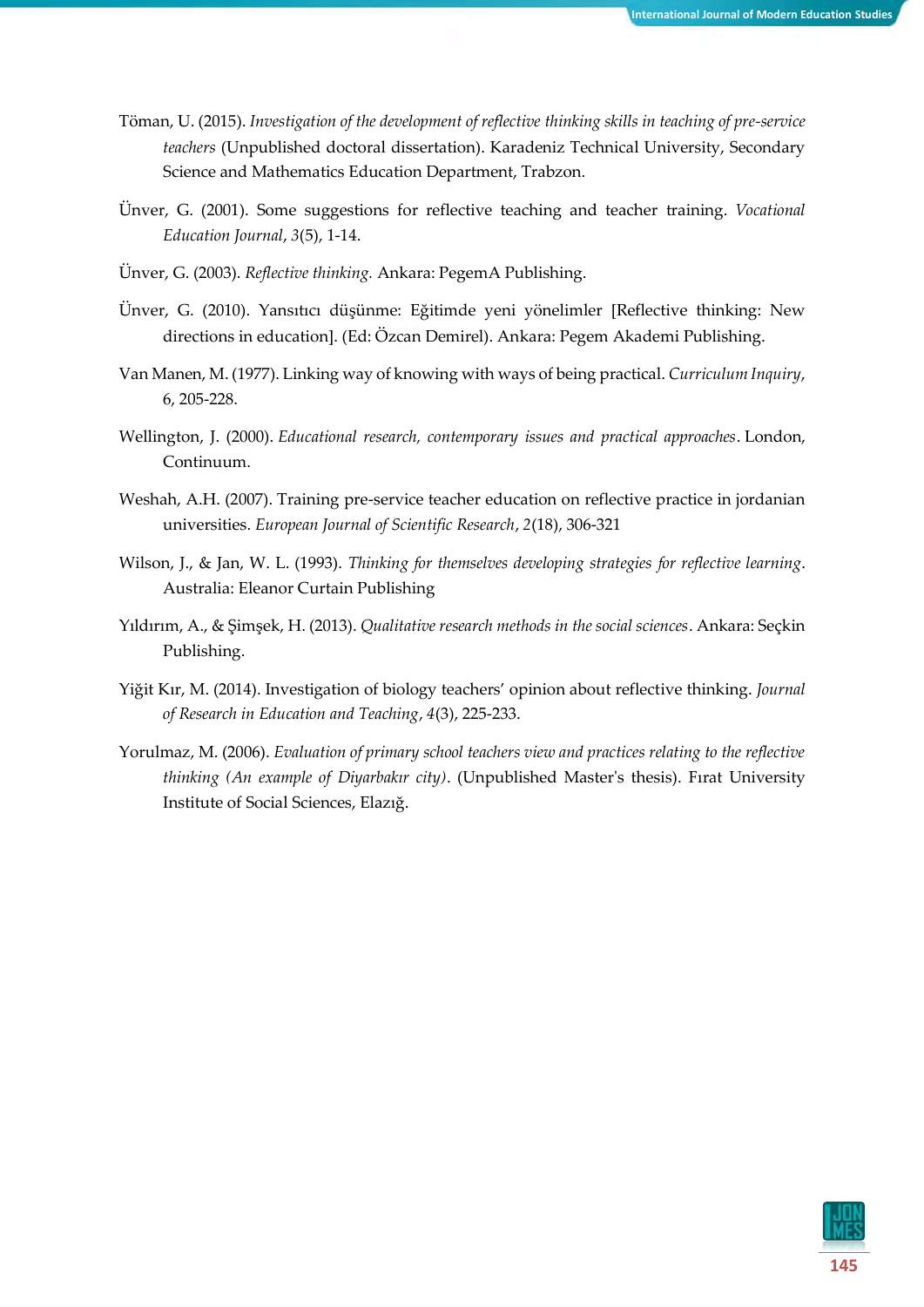Töman, U. (2015). *Investigation of the development of reflective thinking skills in teaching of pre-service teachers* (Unpublished doctoral dissertation). Karadeniz Technical University, Secondary Science and Mathematics Education Department, Trabzon.

Ünver, G. (2001). Some suggestions for reflective teaching and teacher training. *Vocational Education Journal*, *3*(5), 1-14.

Ünver, G. (2003). *Reflective thinking.* Ankara: PegemA Publishing.

Ünver, G. (2010). Yansıtıcı düşünme: Eğitimde yeni yönelimler [Reflective thinking: New directions in education]. (Ed: Özcan Demirel). Ankara: Pegem Akademi Publishing.

Van Manen, M. (1977). Linking way of knowing with ways of being practical. *Curriculum Inquiry*, 6, 205-228.

Wellington, J. (2000). *Educational research, contemporary issues and practical approaches*. London, Continuum.

Weshah, A.H. (2007). Training pre-service teacher education on reflective practice in jordanian universities. *European Journal of Scientific Research*, *2*(18), 306-321

Wilson, J., & Jan, W. L. (1993). *Thinking for themselves developing strategies for reflective learning*. Australia: Eleanor Curtain Publishing

Yıldırım, A., & Şimşek, H. (2013). *Qualitative research methods in the social sciences*. Ankara: Seçkin Publishing.

Yiğit Kır, M. (2014). Investigation of biology teachers' opinion about reflective thinking. *Journal of Research in Education and Teaching*, *4*(3), 225-233.

Yorulmaz, M. (2006). *Evaluation of primary school teachers view and practices relating to the reflective thinking (An example of Diyarbakır city)*. (Unpublished Master's thesis). Fırat University Institute of Social Sciences, Elazığ.